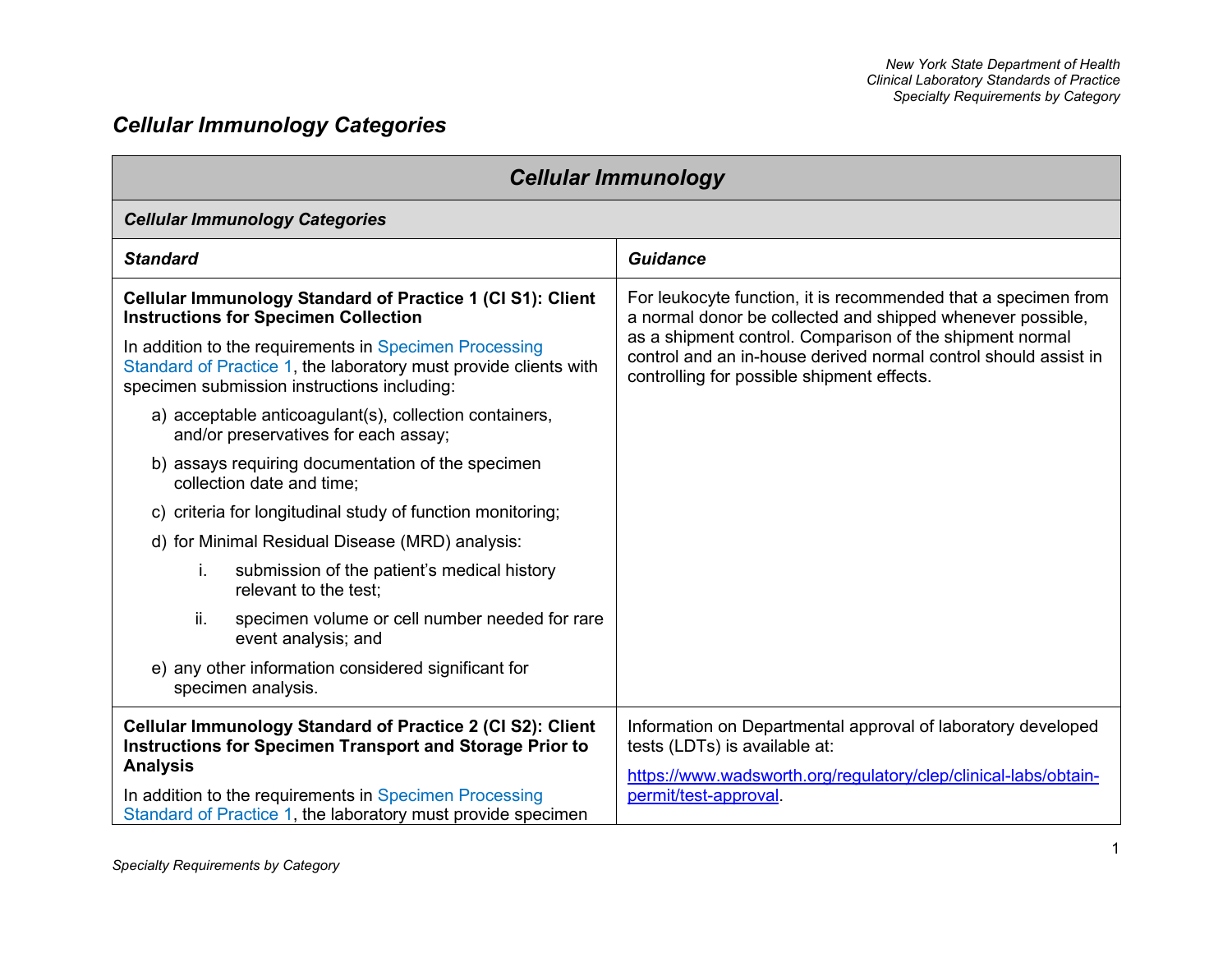# Cellular Immunology Categories

| Cellular Immunology | |
|---|---|
| ***Cellular Immunology Categories*** | |
| ***Standard*** | ***Guidance*** |
| **Cellular Immunology Standard of Practice 1 (CI S1): Client Instructions for Specimen Collection**<br><br>In addition to the requirements in Specimen Processing Standard of Practice 1, the laboratory must provide clients with specimen submission instructions including:<br><br>a) acceptable anticoagulant(s), collection containers, and/or preservatives for each assay;<br>b) assays requiring documentation of the specimen collection date and time;<br>c) criteria for longitudinal study of function monitoring;<br>d) for Minimal Residual Disease (MRD) analysis:<br>&nbsp;&nbsp;&nbsp;&nbsp;i. submission of the patient's medical history relevant to the test;<br>&nbsp;&nbsp;&nbsp;&nbsp;ii. specimen volume or cell number needed for rare event analysis; and<br>e) any other information considered significant for specimen analysis. | For leukocyte function, it is recommended that a specimen from a normal donor be collected and shipped whenever possible, as a shipment control. Comparison of the shipment normal control and an in-house derived normal control should assist in controlling for possible shipment effects. |
| **Cellular Immunology Standard of Practice 2 (CI S2): Client Instructions for Specimen Transport and Storage Prior to Analysis**<br><br>In addition to the requirements in Specimen Processing Standard of Practice 1, the laboratory must provide specimen | Information on Departmental approval of laboratory developed tests (LDTs) is available at:<br><br>https://www.wadsworth.org/regulatory/clep/clinical-labs/obtain-permit/test-approval. |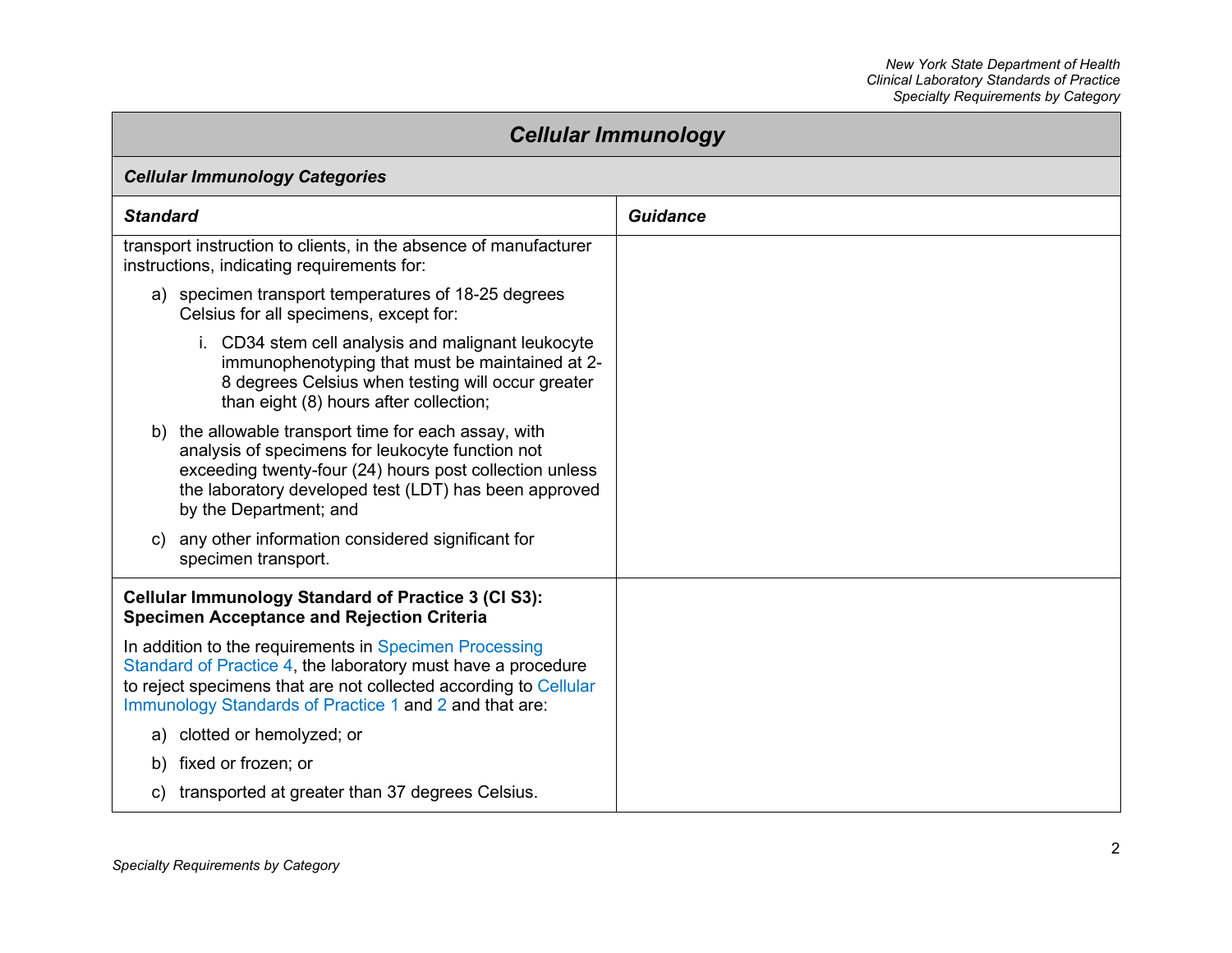## Cellular Immunology

### Cellular Immunology Categories

| Standard | Guidance |
|---|---|
| transport instruction to clients, in the absence of manufacturer instructions, indicating requirements for:<br><br>a) specimen transport temperatures of 18-25 degrees Celsius for all specimens, except for:<br><br>i. CD34 stem cell analysis and malignant leukocyte immunophenotyping that must be maintained at 2-8 degrees Celsius when testing will occur greater than eight (8) hours after collection;<br><br>b) the allowable transport time for each assay, with analysis of specimens for leukocyte function not exceeding twenty-four (24) hours post collection unless the laboratory developed test (LDT) has been approved by the Department; and<br><br>c) any other information considered significant for specimen transport. | |
| **Cellular Immunology Standard of Practice 3 (CI S3): Specimen Acceptance and Rejection Criteria**<br><br>In addition to the requirements in Specimen Processing Standard of Practice 4, the laboratory must have a procedure to reject specimens that are not collected according to Cellular Immunology Standards of Practice 1 and 2 and that are:<br><br>a) clotted or hemolyzed; or<br><br>b) fixed or frozen; or<br><br>c) transported at greater than 37 degrees Celsius. | |

*Specialty Requirements by Category*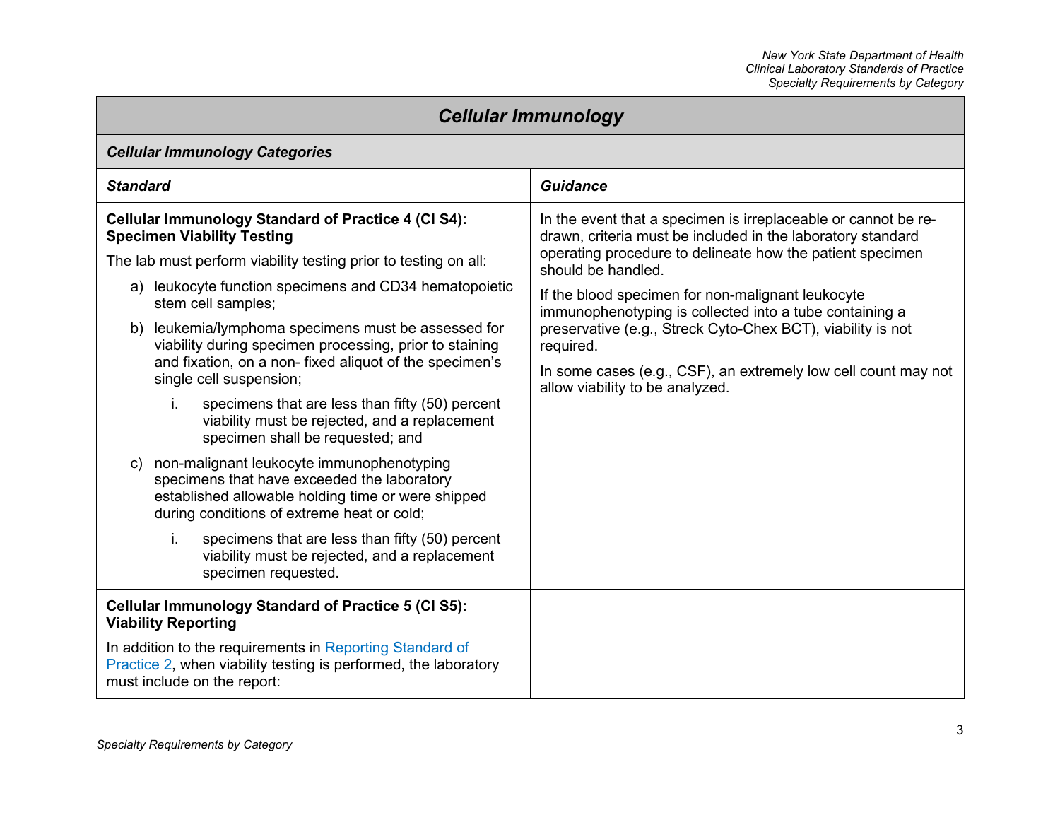## Cellular Immunology

### Cellular Immunology Categories

| Standard | Guidance |
|---|---|
| **Cellular Immunology Standard of Practice 4 (CI S4): Specimen Viability Testing**<br><br>The lab must perform viability testing prior to testing on all:<br><br>a) leukocyte function specimens and CD34 hematopoietic stem cell samples;<br><br>b) leukemia/lymphoma specimens must be assessed for viability during specimen processing, prior to staining and fixation, on a non- fixed aliquot of the specimen's single cell suspension;<br><br>&nbsp;&nbsp;&nbsp;&nbsp;i. specimens that are less than fifty (50) percent viability must be rejected, and a replacement specimen shall be requested; and<br><br>c) non-malignant leukocyte immunophenotyping specimens that have exceeded the laboratory established allowable holding time or were shipped during conditions of extreme heat or cold;<br><br>&nbsp;&nbsp;&nbsp;&nbsp;i. specimens that are less than fifty (50) percent viability must be rejected, and a replacement specimen requested. | In the event that a specimen is irreplaceable or cannot be re-drawn, criteria must be included in the laboratory standard operating procedure to delineate how the patient specimen should be handled.<br><br>If the blood specimen for non-malignant leukocyte immunophenotyping is collected into a tube containing a preservative (e.g., Streck Cyto-Chex BCT), viability is not required.<br><br>In some cases (e.g., CSF), an extremely low cell count may not allow viability to be analyzed. |
| **Cellular Immunology Standard of Practice 5 (CI S5): Viability Reporting**<br><br>In addition to the requirements in Reporting Standard of Practice 2, when viability testing is performed, the laboratory must include on the report: | |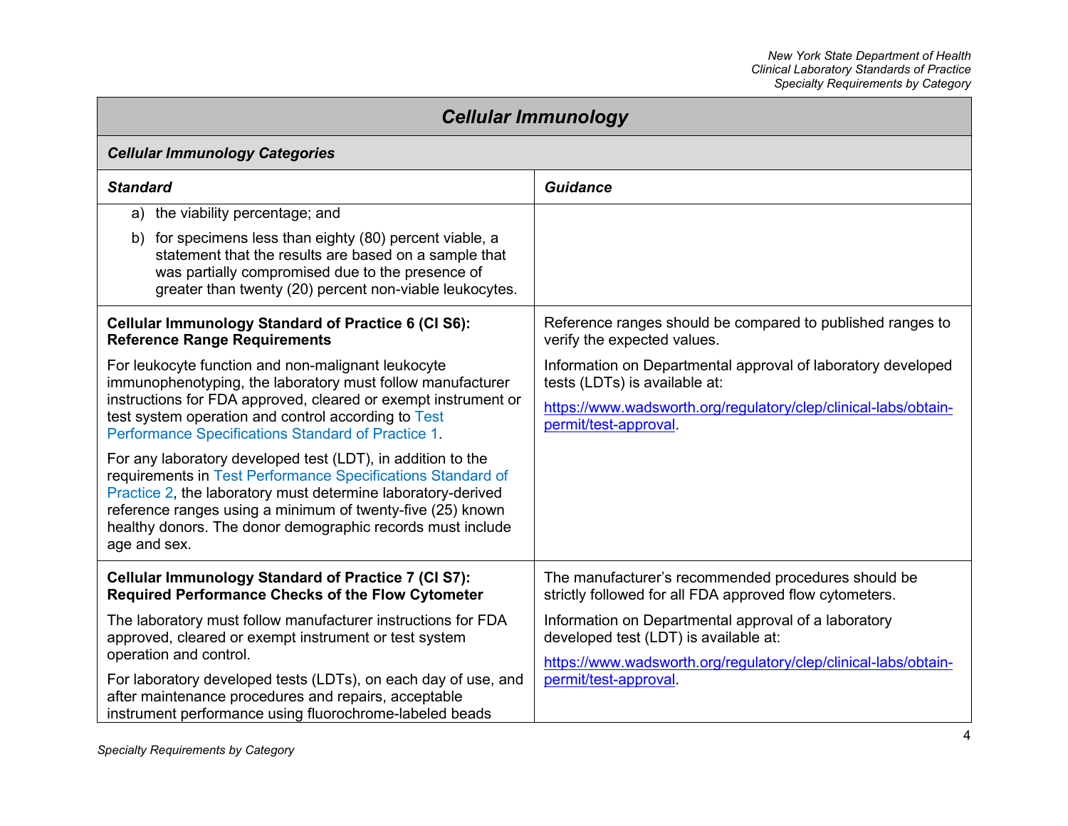## Cellular Immunology

### Cellular Immunology Categories

| Standard | Guidance |
|---|---|
| a) the viability percentage; and<br><br>b) for specimens less than eighty (80) percent viable, a statement that the results are based on a sample that was partially compromised due to the presence of greater than twenty (20) percent non-viable leukocytes. | |
| **Cellular Immunology Standard of Practice 6 (CI S6): Reference Range Requirements**<br><br>For leukocyte function and non-malignant leukocyte immunophenotyping, the laboratory must follow manufacturer instructions for FDA approved, cleared or exempt instrument or test system operation and control according to Test Performance Specifications Standard of Practice 1.<br><br>For any laboratory developed test (LDT), in addition to the requirements in Test Performance Specifications Standard of Practice 2, the laboratory must determine laboratory-derived reference ranges using a minimum of twenty-five (25) known healthy donors. The donor demographic records must include age and sex. | Reference ranges should be compared to published ranges to verify the expected values.<br><br>Information on Departmental approval of laboratory developed tests (LDTs) is available at:<br><br>https://www.wadsworth.org/regulatory/clep/clinical-labs/obtain-permit/test-approval. |
| **Cellular Immunology Standard of Practice 7 (CI S7): Required Performance Checks of the Flow Cytometer**<br><br>The laboratory must follow manufacturer instructions for FDA approved, cleared or exempt instrument or test system operation and control.<br><br>For laboratory developed tests (LDTs), on each day of use, and after maintenance procedures and repairs, acceptable instrument performance using fluorochrome-labeled beads | The manufacturer's recommended procedures should be strictly followed for all FDA approved flow cytometers.<br><br>Information on Departmental approval of a laboratory developed test (LDT) is available at:<br><br>https://www.wadsworth.org/regulatory/clep/clinical-labs/obtain-permit/test-approval. |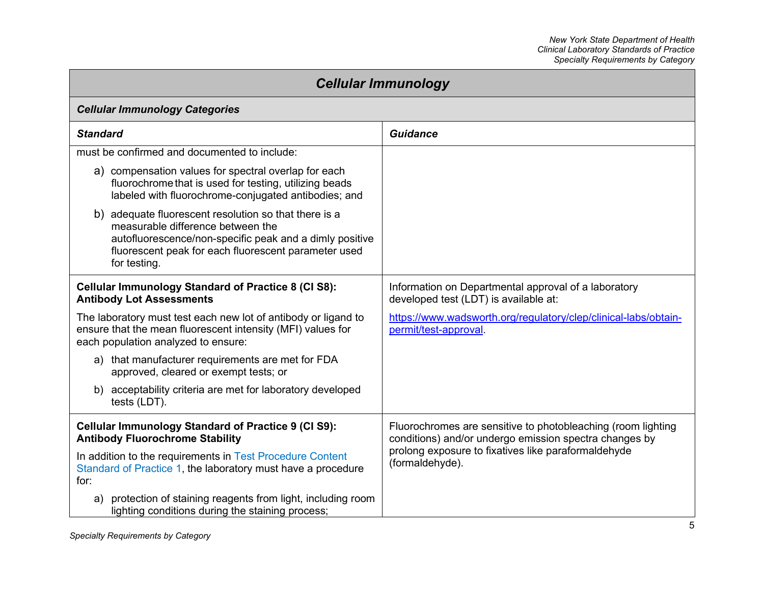## Cellular Immunology

### Cellular Immunology Categories

| Standard | Guidance |
|---|---|
| must be confirmed and documented to include:<br><br>a) compensation values for spectral overlap for each fluorochrome that is used for testing, utilizing beads labeled with fluorochrome-conjugated antibodies; and<br><br>b) adequate fluorescent resolution so that there is a measurable difference between the autofluorescence/non-specific peak and a dimly positive fluorescent peak for each fluorescent parameter used for testing. | |
| **Cellular Immunology Standard of Practice 8 (CI S8): Antibody Lot Assessments**<br><br>The laboratory must test each new lot of antibody or ligand to ensure that the mean fluorescent intensity (MFI) values for each population analyzed to ensure:<br><br>a) that manufacturer requirements are met for FDA approved, cleared or exempt tests; or<br><br>b) acceptability criteria are met for laboratory developed tests (LDT). | Information on Departmental approval of a laboratory developed test (LDT) is available at:<br><br>https://www.wadsworth.org/regulatory/clep/clinical-labs/obtain-permit/test-approval. |
| **Cellular Immunology Standard of Practice 9 (CI S9): Antibody Fluorochrome Stability**<br><br>In addition to the requirements in Test Procedure Content Standard of Practice 1, the laboratory must have a procedure for:<br><br>a) protection of staining reagents from light, including room lighting conditions during the staining process; | Fluorochromes are sensitive to photobleaching (room lighting conditions) and/or undergo emission spectra changes by prolong exposure to fixatives like paraformaldehyde (formaldehyde). |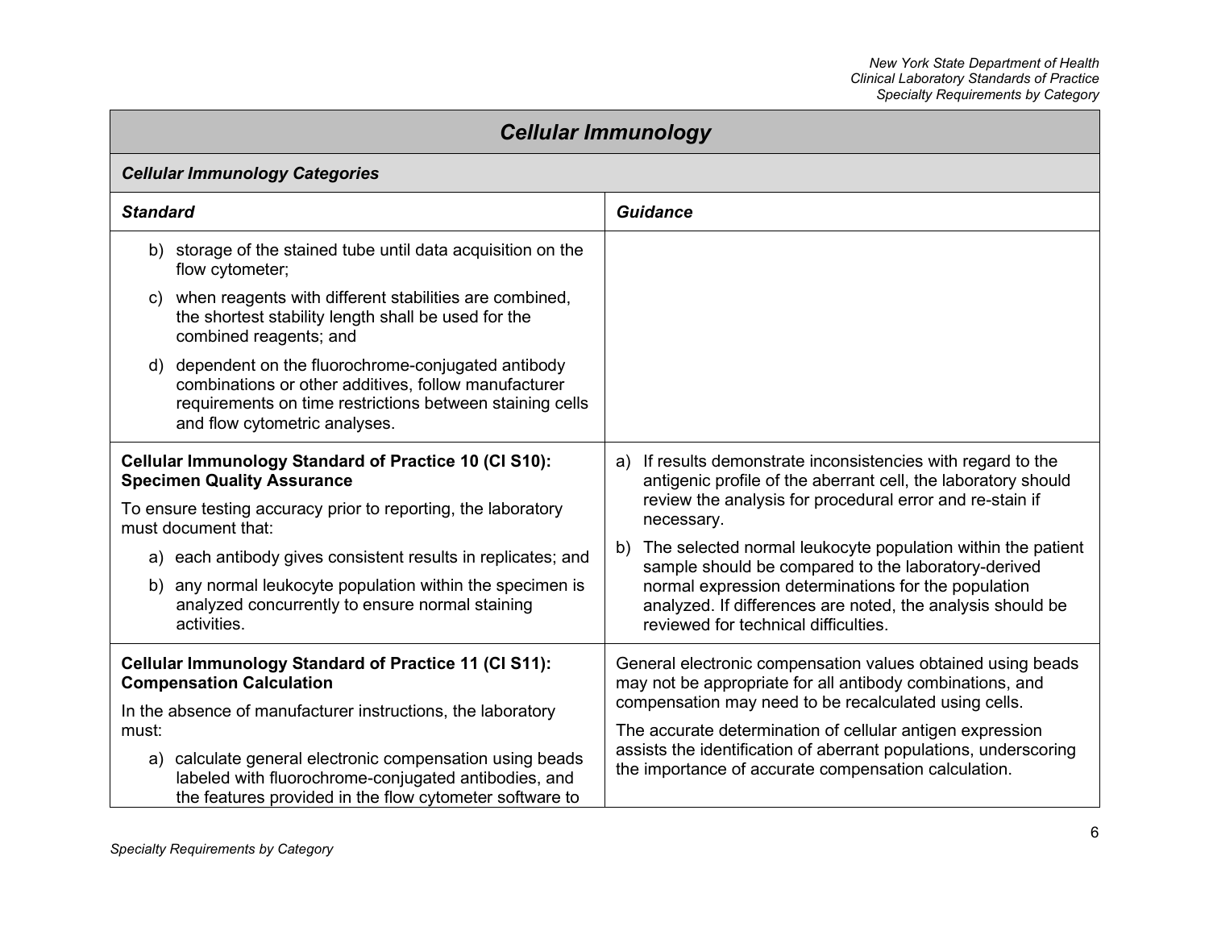## Cellular Immunology

### Cellular Immunology Categories

| Standard | Guidance |
| --- | --- |
| b) storage of the stained tube until data acquisition on the flow cytometer;<br>c) when reagents with different stabilities are combined, the shortest stability length shall be used for the combined reagents; and<br>d) dependent on the fluorochrome-conjugated antibody combinations or other additives, follow manufacturer requirements on time restrictions between staining cells and flow cytometric analyses. | |
| **Cellular Immunology Standard of Practice 10 (CI S10): Specimen Quality Assurance**<br>To ensure testing accuracy prior to reporting, the laboratory must document that:<br>a) each antibody gives consistent results in replicates; and<br>b) any normal leukocyte population within the specimen is analyzed concurrently to ensure normal staining activities. | a) If results demonstrate inconsistencies with regard to the antigenic profile of the aberrant cell, the laboratory should review the analysis for procedural error and re-stain if necessary.<br>b) The selected normal leukocyte population within the patient sample should be compared to the laboratory-derived normal expression determinations for the population analyzed. If differences are noted, the analysis should be reviewed for technical difficulties. |
| **Cellular Immunology Standard of Practice 11 (CI S11): Compensation Calculation**<br>In the absence of manufacturer instructions, the laboratory must:<br>a) calculate general electronic compensation using beads labeled with fluorochrome-conjugated antibodies, and the features provided in the flow cytometer software to | General electronic compensation values obtained using beads may not be appropriate for all antibody combinations, and compensation may need to be recalculated using cells.<br>The accurate determination of cellular antigen expression assists the identification of aberrant populations, underscoring the importance of accurate compensation calculation. |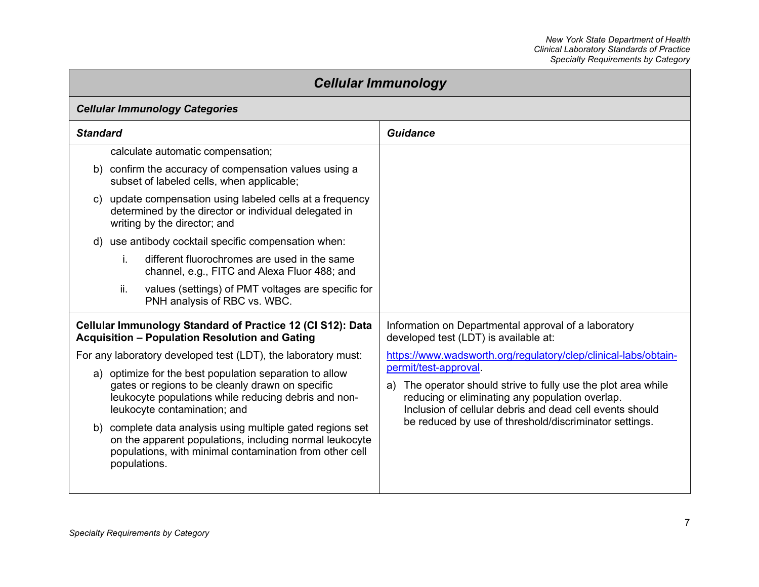## Cellular Immunology

### Cellular Immunology Categories

| Standard | Guidance |
| --- | --- |
| calculate automatic compensation;<br>b) confirm the accuracy of compensation values using a subset of labeled cells, when applicable;<br>c) update compensation using labeled cells at a frequency determined by the director or individual delegated in writing by the director; and<br>d) use antibody cocktail specific compensation when:<br>i. different fluorochromes are used in the same channel, e.g., FITC and Alexa Fluor 488; and<br>ii. values (settings) of PMT voltages are specific for PNH analysis of RBC vs. WBC. | |
| **Cellular Immunology Standard of Practice 12 (CI S12): Data Acquisition – Population Resolution and Gating**<br>For any laboratory developed test (LDT), the laboratory must:<br>a) optimize for the best population separation to allow gates or regions to be cleanly drawn on specific leukocyte populations while reducing debris and non-leukocyte contamination; and<br>b) complete data analysis using multiple gated regions set on the apparent populations, including normal leukocyte populations, with minimal contamination from other cell populations. | Information on Departmental approval of a laboratory developed test (LDT) is available at:<br>[https://www.wadsworth.org/regulatory/clep/clinical-labs/obtain-permit/test-approval](https://www.wadsworth.org/regulatory/clep/clinical-labs/obtain-permit/test-approval).<br>a) The operator should strive to fully use the plot area while reducing or eliminating any population overlap. Inclusion of cellular debris and dead cell events should be reduced by use of threshold/discriminator settings. |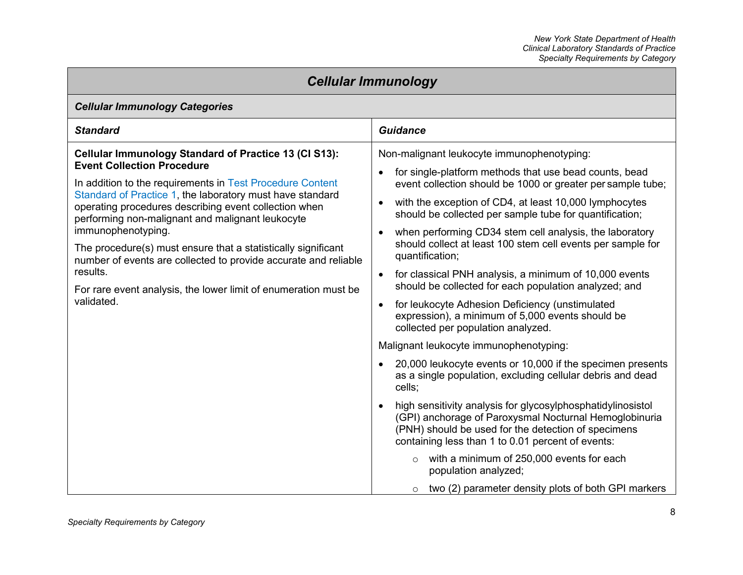## Cellular Immunology

### Cellular Immunology Categories

| Standard | Guidance |
|---|---|
| **Cellular Immunology Standard of Practice 13 (CI S13): Event Collection Procedure**<br><br>In addition to the requirements in Test Procedure Content Standard of Practice 1, the laboratory must have standard operating procedures describing event collection when performing non-malignant and malignant leukocyte immunophenotyping.<br><br>The procedure(s) must ensure that a statistically significant number of events are collected to provide accurate and reliable results.<br><br>For rare event analysis, the lower limit of enumeration must be validated. | Non-malignant leukocyte immunophenotyping:<br><br>• for single-platform methods that use bead counts, bead event collection should be 1000 or greater per sample tube;<br>• with the exception of CD4, at least 10,000 lymphocytes should be collected per sample tube for quantification;<br>• when performing CD34 stem cell analysis, the laboratory should collect at least 100 stem cell events per sample for quantification;<br>• for classical PNH analysis, a minimum of 10,000 events should be collected for each population analyzed; and<br>• for leukocyte Adhesion Deficiency (unstimulated expression), a minimum of 5,000 events should be collected per population analyzed.<br><br>Malignant leukocyte immunophenotyping:<br><br>• 20,000 leukocyte events or 10,000 if the specimen presents as a single population, excluding cellular debris and dead cells;<br>• high sensitivity analysis for glycosylphosphatidylinosistol (GPI) anchorage of Paroxysmal Nocturnal Hemoglobinuria (PNH) should be used for the detection of specimens containing less than 1 to 0.01 percent of events:<br>  ○ with a minimum of 250,000 events for each population analyzed;<br>  ○ two (2) parameter density plots of both GPI markers |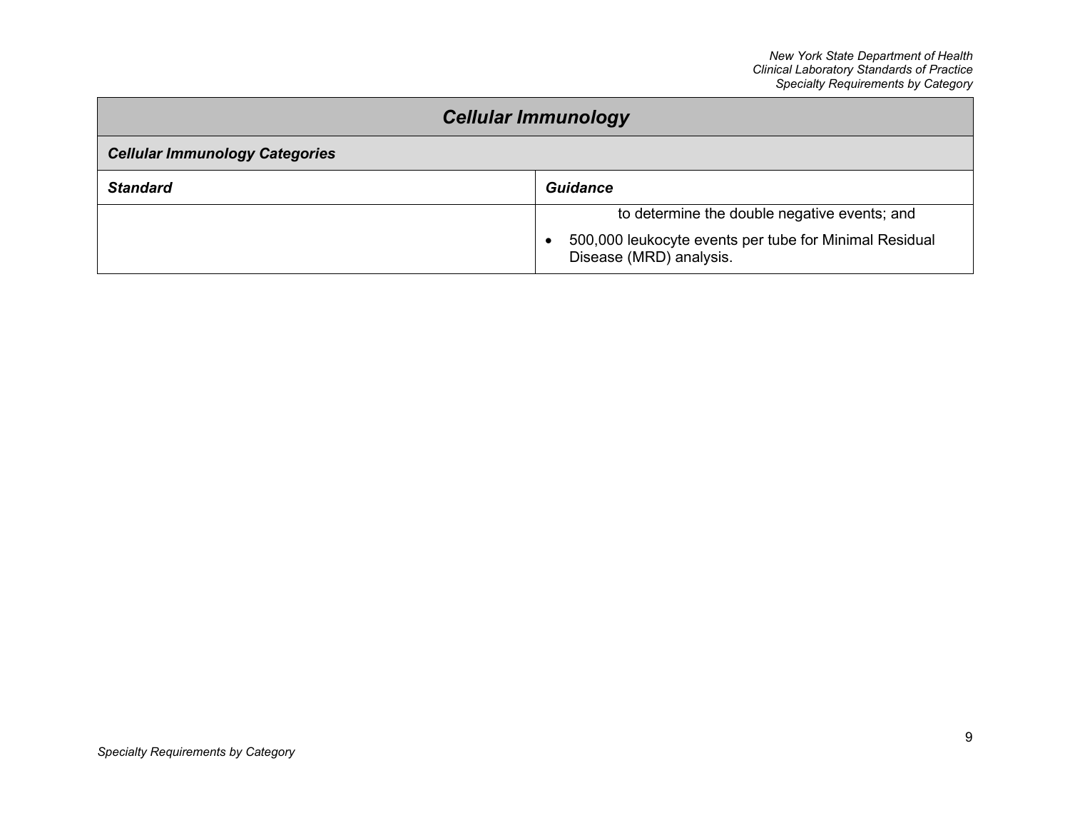## Cellular Immunology

### Cellular Immunology Categories

| Standard | Guidance |
| --- | --- |
| | to determine the double negative events; and<br>• 500,000 leukocyte events per tube for Minimal Residual Disease (MRD) analysis. |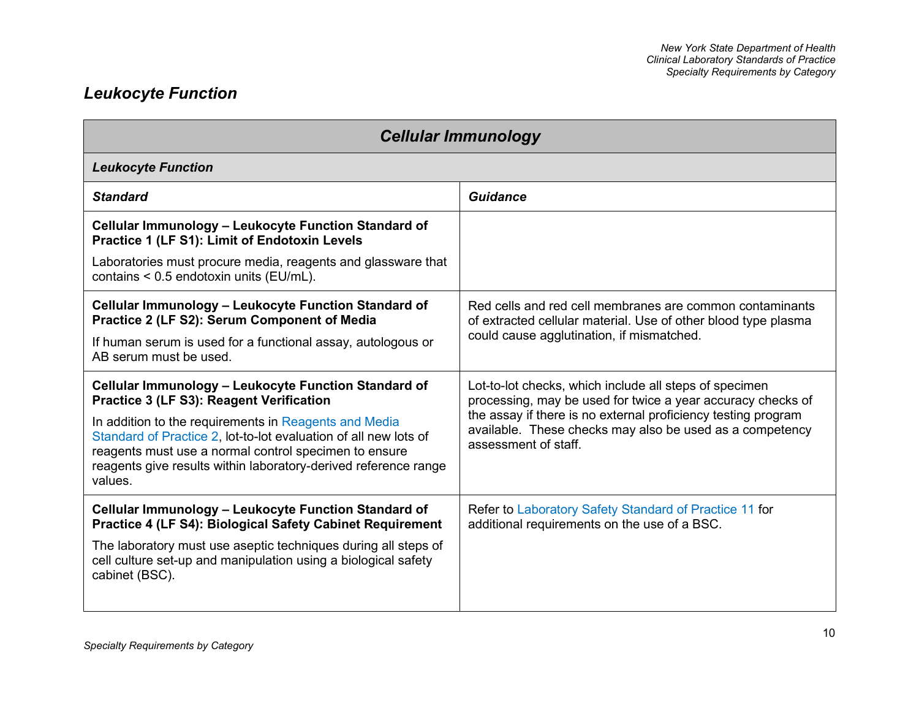## *Leukocyte Function*

| ***Cellular Immunology*** | |
|---|---|
| ***Leukocyte Function*** | |
| ***Standard*** | ***Guidance*** |
| **Cellular Immunology – Leukocyte Function Standard of Practice 1 (LF S1): Limit of Endotoxin Levels**<br><br>Laboratories must procure media, reagents and glassware that contains < 0.5 endotoxin units (EU/mL). | |
| **Cellular Immunology – Leukocyte Function Standard of Practice 2 (LF S2): Serum Component of Media**<br><br>If human serum is used for a functional assay, autologous or AB serum must be used. | Red cells and red cell membranes are common contaminants of extracted cellular material. Use of other blood type plasma could cause agglutination, if mismatched. |
| **Cellular Immunology – Leukocyte Function Standard of Practice 3 (LF S3): Reagent Verification**<br><br>In addition to the requirements in Reagents and Media Standard of Practice 2, lot-to-lot evaluation of all new lots of reagents must use a normal control specimen to ensure reagents give results within laboratory-derived reference range values. | Lot-to-lot checks, which include all steps of specimen processing, may be used for twice a year accuracy checks of the assay if there is no external proficiency testing program available. These checks may also be used as a competency assessment of staff. |
| **Cellular Immunology – Leukocyte Function Standard of Practice 4 (LF S4): Biological Safety Cabinet Requirement**<br><br>The laboratory must use aseptic techniques during all steps of cell culture set-up and manipulation using a biological safety cabinet (BSC). | Refer to Laboratory Safety Standard of Practice 11 for additional requirements on the use of a BSC. |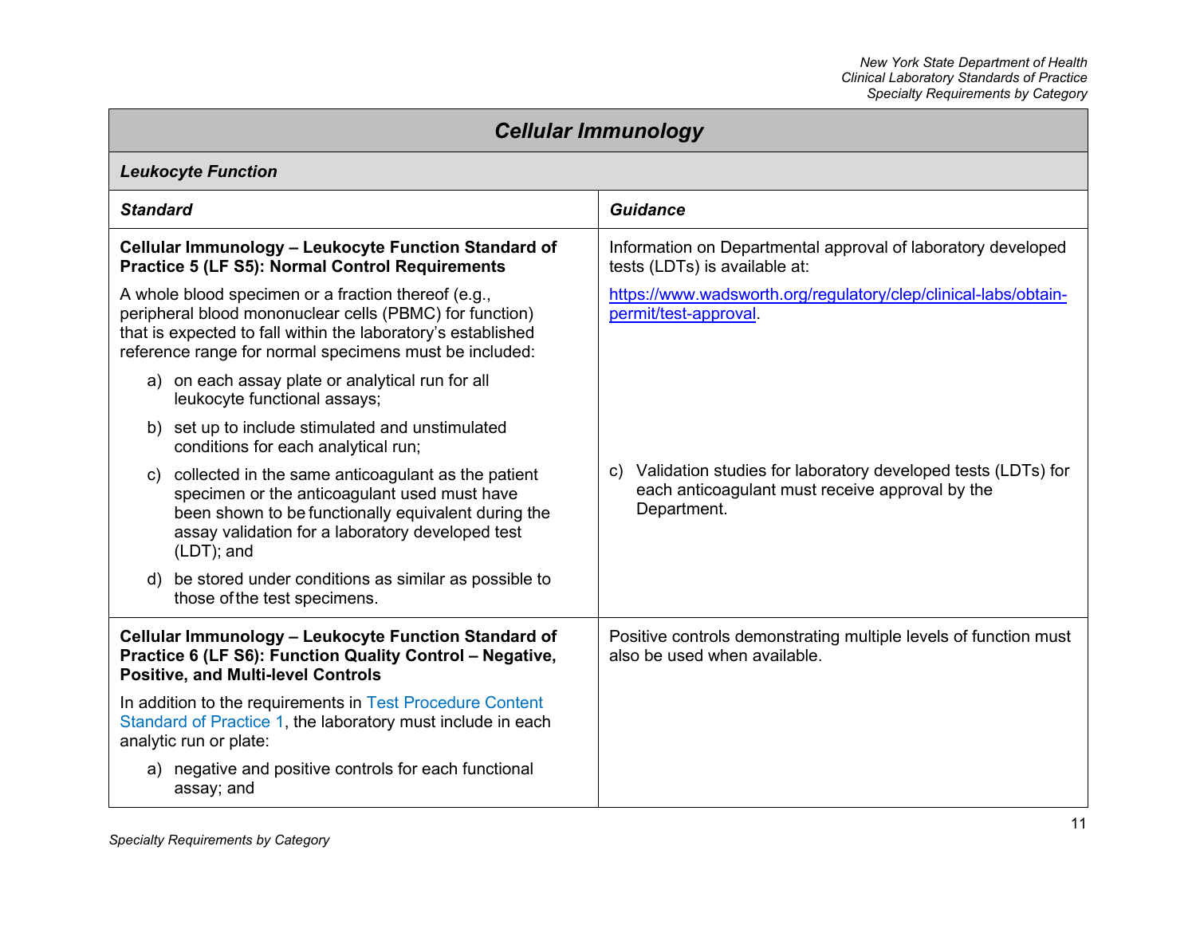## Cellular Immunology

### Leukocyte Function

| Standard | Guidance |
|---|---|
| **Cellular Immunology – Leukocyte Function Standard of Practice 5 (LF S5): Normal Control Requirements**<br><br>A whole blood specimen or a fraction thereof (e.g., peripheral blood mononuclear cells (PBMC) for function) that is expected to fall within the laboratory's established reference range for normal specimens must be included:<br><br>a) on each assay plate or analytical run for all leukocyte functional assays;<br><br>b) set up to include stimulated and unstimulated conditions for each analytical run;<br><br>c) collected in the same anticoagulant as the patient specimen or the anticoagulant used must have been shown to be functionally equivalent during the assay validation for a laboratory developed test (LDT); and<br><br>d) be stored under conditions as similar as possible to those of the test specimens. | Information on Departmental approval of laboratory developed tests (LDTs) is available at:<br><br>https://www.wadsworth.org/regulatory/clep/clinical-labs/obtain-permit/test-approval.<br><br>c) Validation studies for laboratory developed tests (LDTs) for each anticoagulant must receive approval by the Department. |
| **Cellular Immunology – Leukocyte Function Standard of Practice 6 (LF S6): Function Quality Control – Negative, Positive, and Multi-level Controls**<br><br>In addition to the requirements in Test Procedure Content Standard of Practice 1, the laboratory must include in each analytic run or plate:<br><br>a) negative and positive controls for each functional assay; and | Positive controls demonstrating multiple levels of function must also be used when available. |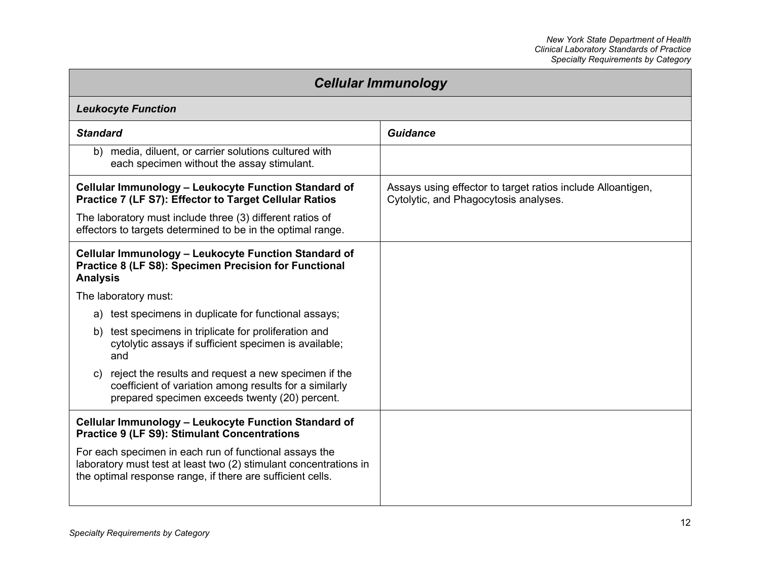# Cellular Immunology

## Leukocyte Function

| Standard | Guidance |
| --- | --- |
| b) media, diluent, or carrier solutions cultured with each specimen without the assay stimulant. | |
| **Cellular Immunology – Leukocyte Function Standard of Practice 7 (LF S7): Effector to Target Cellular Ratios**<br><br>The laboratory must include three (3) different ratios of effectors to targets determined to be in the optimal range. | Assays using effector to target ratios include Alloantigen, Cytolytic, and Phagocytosis analyses. |
| **Cellular Immunology – Leukocyte Function Standard of Practice 8 (LF S8): Specimen Precision for Functional Analysis**<br><br>The laboratory must:<br><br>a) test specimens in duplicate for functional assays;<br><br>b) test specimens in triplicate for proliferation and cytolytic assays if sufficient specimen is available; and<br><br>c) reject the results and request a new specimen if the coefficient of variation among results for a similarly prepared specimen exceeds twenty (20) percent. | |
| **Cellular Immunology – Leukocyte Function Standard of Practice 9 (LF S9): Stimulant Concentrations**<br><br>For each specimen in each run of functional assays the laboratory must test at least two (2) stimulant concentrations in the optimal response range, if there are sufficient cells. | |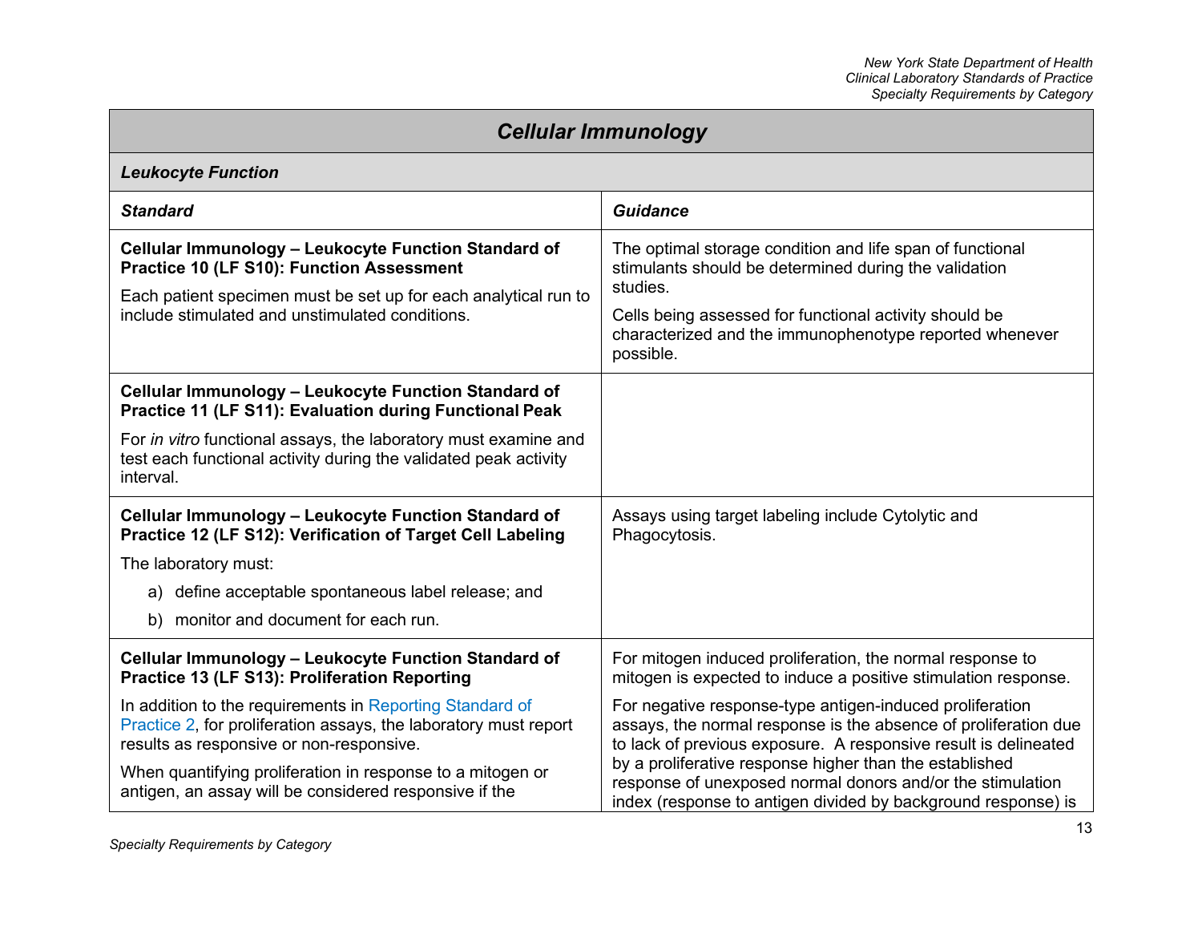## Cellular Immunology

### Leukocyte Function

| Standard | Guidance |
|---|---|
| **Cellular Immunology – Leukocyte Function Standard of Practice 10 (LF S10): Function Assessment**<br><br>Each patient specimen must be set up for each analytical run to include stimulated and unstimulated conditions. | The optimal storage condition and life span of functional stimulants should be determined during the validation studies.<br><br>Cells being assessed for functional activity should be characterized and the immunophenotype reported whenever possible. |
| **Cellular Immunology – Leukocyte Function Standard of Practice 11 (LF S11): Evaluation during Functional Peak**<br><br>For *in vitro* functional assays, the laboratory must examine and test each functional activity during the validated peak activity interval. | |
| **Cellular Immunology – Leukocyte Function Standard of Practice 12 (LF S12): Verification of Target Cell Labeling**<br><br>The laboratory must:<br><br>a) define acceptable spontaneous label release; and<br><br>b) monitor and document for each run. | Assays using target labeling include Cytolytic and Phagocytosis. |
| **Cellular Immunology – Leukocyte Function Standard of Practice 13 (LF S13): Proliferation Reporting**<br><br>In addition to the requirements in Reporting Standard of Practice 2, for proliferation assays, the laboratory must report results as responsive or non-responsive.<br><br>When quantifying proliferation in response to a mitogen or antigen, an assay will be considered responsive if the | For mitogen induced proliferation, the normal response to mitogen is expected to induce a positive stimulation response.<br><br>For negative response-type antigen-induced proliferation assays, the normal response is the absence of proliferation due to lack of previous exposure. A responsive result is delineated by a proliferative response higher than the established response of unexposed normal donors and/or the stimulation index (response to antigen divided by background response) is |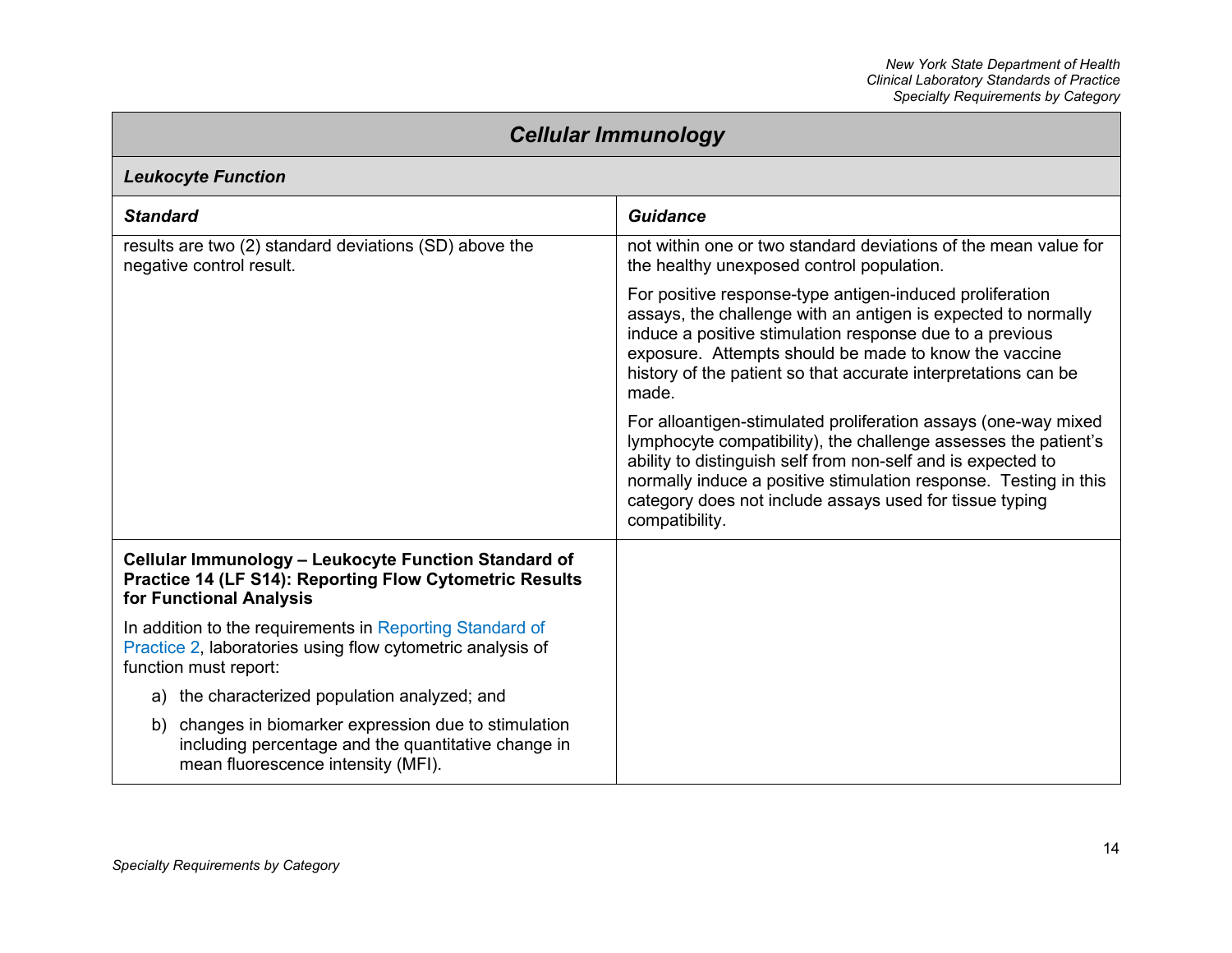## Cellular Immunology

### Leukocyte Function

| Standard | Guidance |
| --- | --- |
| results are two (2) standard deviations (SD) above the negative control result. | not within one or two standard deviations of the mean value for the healthy unexposed control population.<br><br>For positive response-type antigen-induced proliferation assays, the challenge with an antigen is expected to normally induce a positive stimulation response due to a previous exposure. Attempts should be made to know the vaccine history of the patient so that accurate interpretations can be made.<br><br>For alloantigen-stimulated proliferation assays (one-way mixed lymphocyte compatibility), the challenge assesses the patient's ability to distinguish self from non-self and is expected to normally induce a positive stimulation response. Testing in this category does not include assays used for tissue typing compatibility. |
| **Cellular Immunology – Leukocyte Function Standard of Practice 14 (LF S14): Reporting Flow Cytometric Results for Functional Analysis**<br><br>In addition to the requirements in Reporting Standard of Practice 2, laboratories using flow cytometric analysis of function must report:<br><br>a) the characterized population analyzed; and<br><br>b) changes in biomarker expression due to stimulation including percentage and the quantitative change in mean fluorescence intensity (MFI). | |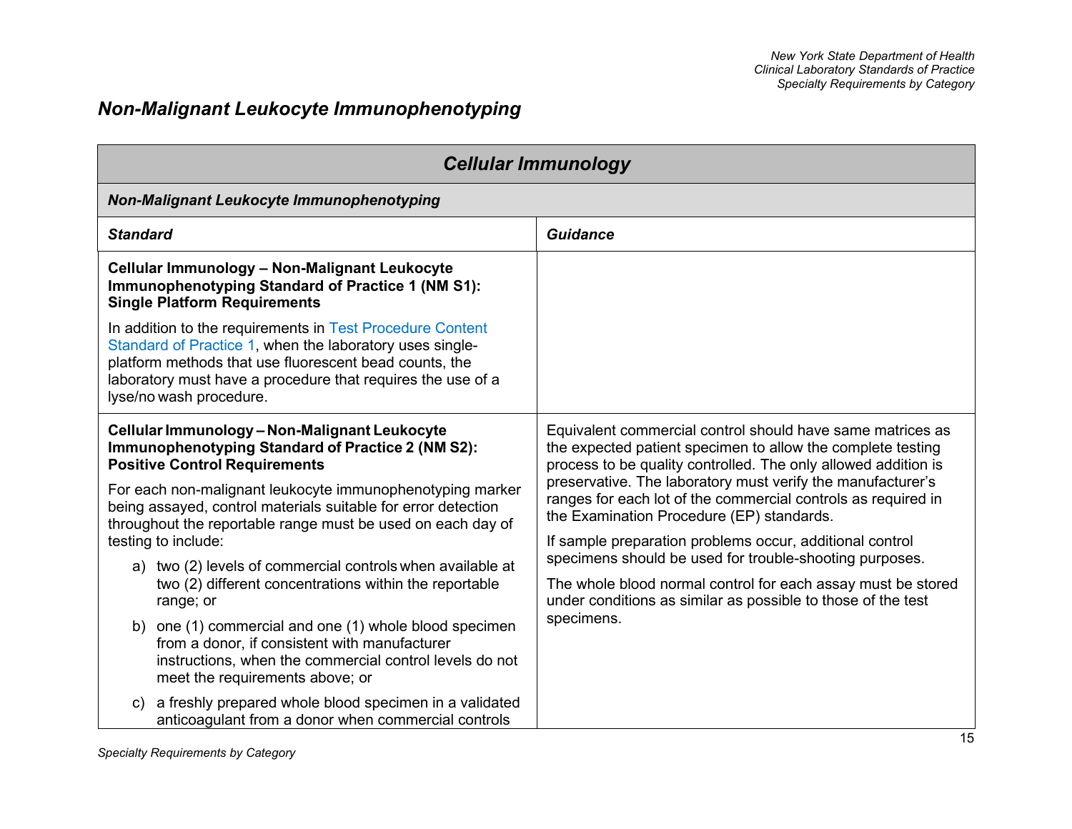# *Non-Malignant Leukocyte Immunophenotyping*

| ***Cellular Immunology*** | |
|---|---|
| ***Non-Malignant Leukocyte Immunophenotyping*** | |
| ***Standard*** | ***Guidance*** |
| **Cellular Immunology – Non-Malignant Leukocyte Immunophenotyping Standard of Practice 1 (NM S1): Single Platform Requirements**<br><br>In addition to the requirements in Test Procedure Content Standard of Practice 1, when the laboratory uses single-platform methods that use fluorescent bead counts, the laboratory must have a procedure that requires the use of a lyse/no wash procedure. | |
| **Cellular Immunology – Non-Malignant Leukocyte Immunophenotyping Standard of Practice 2 (NM S2): Positive Control Requirements**<br><br>For each non-malignant leukocyte immunophenotyping marker being assayed, control materials suitable for error detection throughout the reportable range must be used on each day of testing to include:<br><br>a) two (2) levels of commercial controls when available at two (2) different concentrations within the reportable range; or<br><br>b) one (1) commercial and one (1) whole blood specimen from a donor, if consistent with manufacturer instructions, when the commercial control levels do not meet the requirements above; or<br><br>c) a freshly prepared whole blood specimen in a validated anticoagulant from a donor when commercial controls | Equivalent commercial control should have same matrices as the expected patient specimen to allow the complete testing process to be quality controlled. The only allowed addition is preservative. The laboratory must verify the manufacturer's ranges for each lot of the commercial controls as required in the Examination Procedure (EP) standards.<br><br>If sample preparation problems occur, additional control specimens should be used for trouble-shooting purposes.<br><br>The whole blood normal control for each assay must be stored under conditions as similar as possible to those of the test specimens. |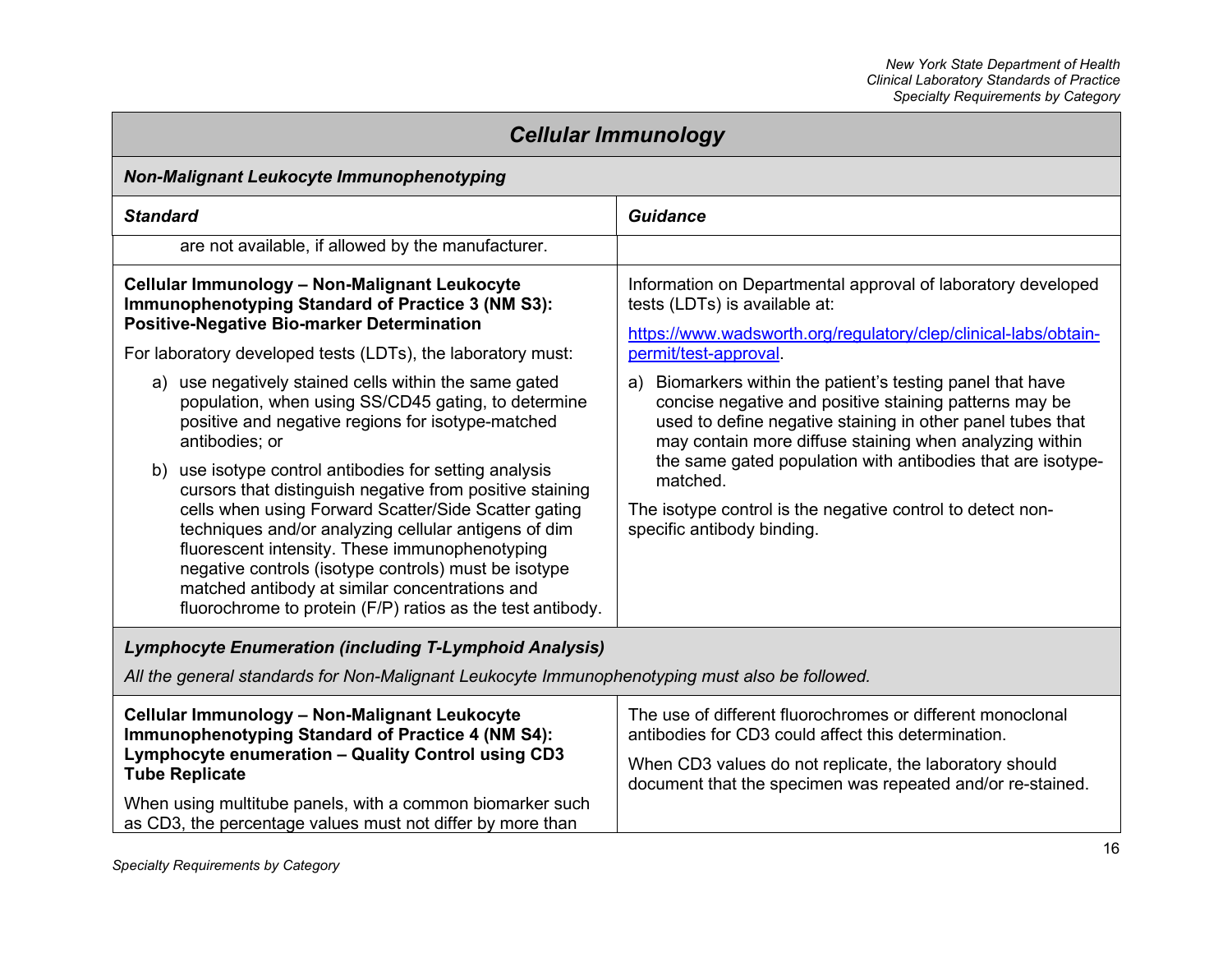## Cellular Immunology

### *Non-Malignant Leukocyte Immunophenotyping*

| *Standard* | *Guidance* |
|---|---|
| are not available, if allowed by the manufacturer. | |
| **Cellular Immunology – Non-Malignant Leukocyte Immunophenotyping Standard of Practice 3 (NM S3): Positive-Negative Bio-marker Determination**<br><br>For laboratory developed tests (LDTs), the laboratory must:<br><br>a) use negatively stained cells within the same gated population, when using SS/CD45 gating, to determine positive and negative regions for isotype-matched antibodies; or<br><br>b) use isotype control antibodies for setting analysis cursors that distinguish negative from positive staining cells when using Forward Scatter/Side Scatter gating techniques and/or analyzing cellular antigens of dim fluorescent intensity. These immunophenotyping negative controls (isotype controls) must be isotype matched antibody at similar concentrations and fluorochrome to protein (F/P) ratios as the test antibody. | Information on Departmental approval of laboratory developed tests (LDTs) is available at:<br><br>https://www.wadsworth.org/regulatory/clep/clinical-labs/obtain-permit/test-approval.<br><br>a) Biomarkers within the patient's testing panel that have concise negative and positive staining patterns may be used to define negative staining in other panel tubes that may contain more diffuse staining when analyzing within the same gated population with antibodies that are isotype-matched.<br><br>The isotype control is the negative control to detect non-specific antibody binding. |

### *Lymphocyte Enumeration (including T-Lymphoid Analysis)*

*All the general standards for Non-Malignant Leukocyte Immunophenotyping must also be followed.*

| | |
|---|---|
| **Cellular Immunology – Non-Malignant Leukocyte Immunophenotyping Standard of Practice 4 (NM S4): Lymphocyte enumeration – Quality Control using CD3 Tube Replicate**<br><br>When using multitube panels, with a common biomarker such as CD3, the percentage values must not differ by more than | The use of different fluorochromes or different monoclonal antibodies for CD3 could affect this determination.<br><br>When CD3 values do not replicate, the laboratory should document that the specimen was repeated and/or re-stained. |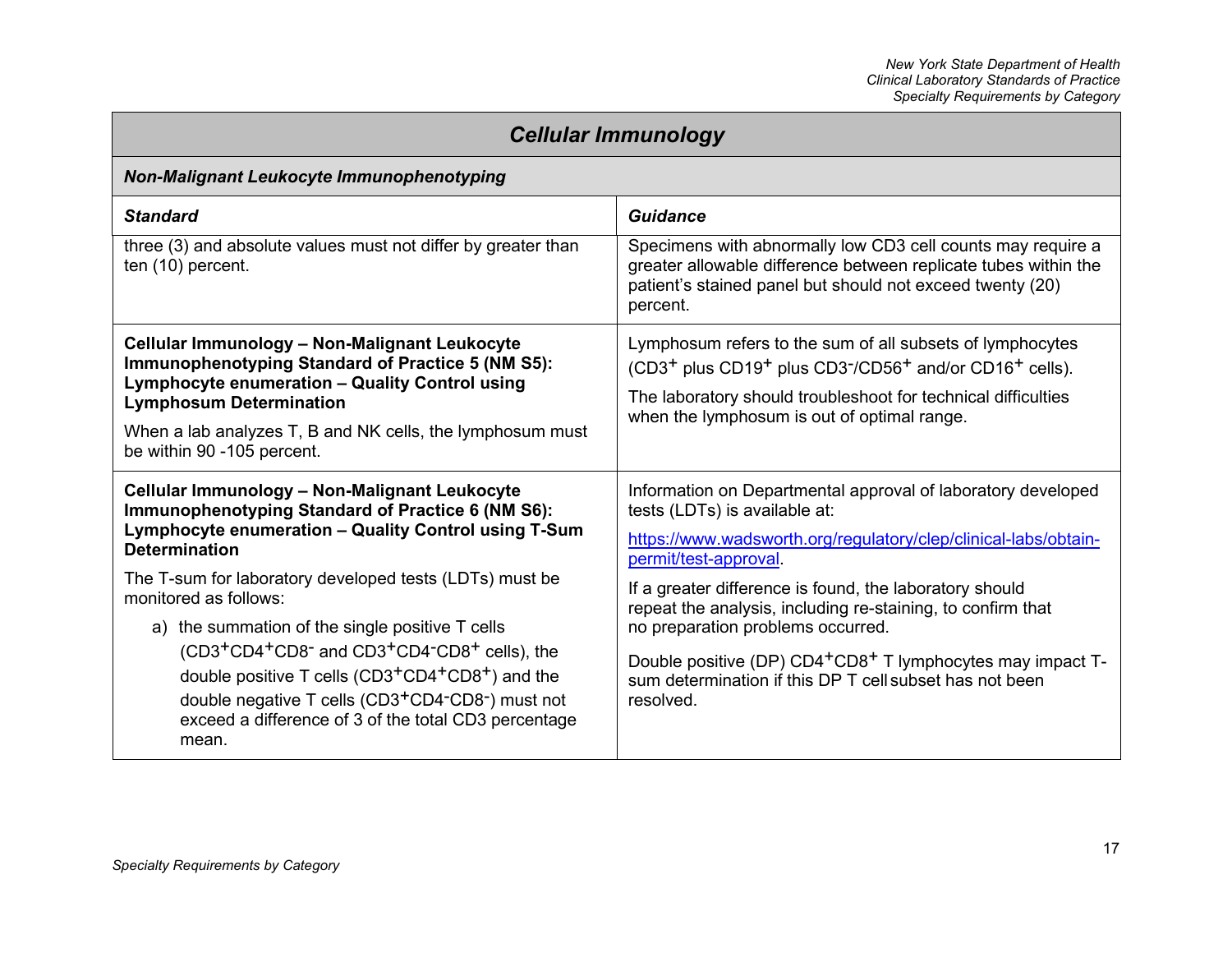## Cellular Immunology

### Non-Malignant Leukocyte Immunophenotyping

| Standard | Guidance |
| --- | --- |
| three (3) and absolute values must not differ by greater than ten (10) percent. | Specimens with abnormally low CD3 cell counts may require a greater allowable difference between replicate tubes within the patient's stained panel but should not exceed twenty (20) percent. |
| **Cellular Immunology – Non-Malignant Leukocyte Immunophenotyping Standard of Practice 5 (NM S5): Lymphocyte enumeration – Quality Control using Lymphosum Determination**<br><br>When a lab analyzes T, B and NK cells, the lymphosum must be within 90 -105 percent. | Lymphosum refers to the sum of all subsets of lymphocytes ($CD3^+$ plus $CD19^+$ plus $CD3^-/CD56^+$ and/or $CD16^+$ cells).<br><br>The laboratory should troubleshoot for technical difficulties when the lymphosum is out of optimal range. |
| **Cellular Immunology – Non-Malignant Leukocyte Immunophenotyping Standard of Practice 6 (NM S6): Lymphocyte enumeration – Quality Control using T-Sum Determination**<br><br>The T-sum for laboratory developed tests (LDTs) must be monitored as follows:<br><br>a) the summation of the single positive T cells ($CD3^+CD4^+CD8^-$ and $CD3^+CD4^-CD8^+$ cells), the double positive T cells ($CD3^+CD4^+CD8^+$) and the double negative T cells ($CD3^+CD4^-CD8^-$) must not exceed a difference of 3 of the total CD3 percentage mean. | Information on Departmental approval of laboratory developed tests (LDTs) is available at:<br><br>[https://www.wadsworth.org/regulatory/clep/clinical-labs/obtain-permit/test-approval](https://www.wadsworth.org/regulatory/clep/clinical-labs/obtain-permit/test-approval).<br><br>If a greater difference is found, the laboratory should repeat the analysis, including re-staining, to confirm that no preparation problems occurred.<br><br>Double positive (DP) $CD4^+CD8^+$ T lymphocytes may impact T-sum determination if this DP T cell subset has not been resolved. |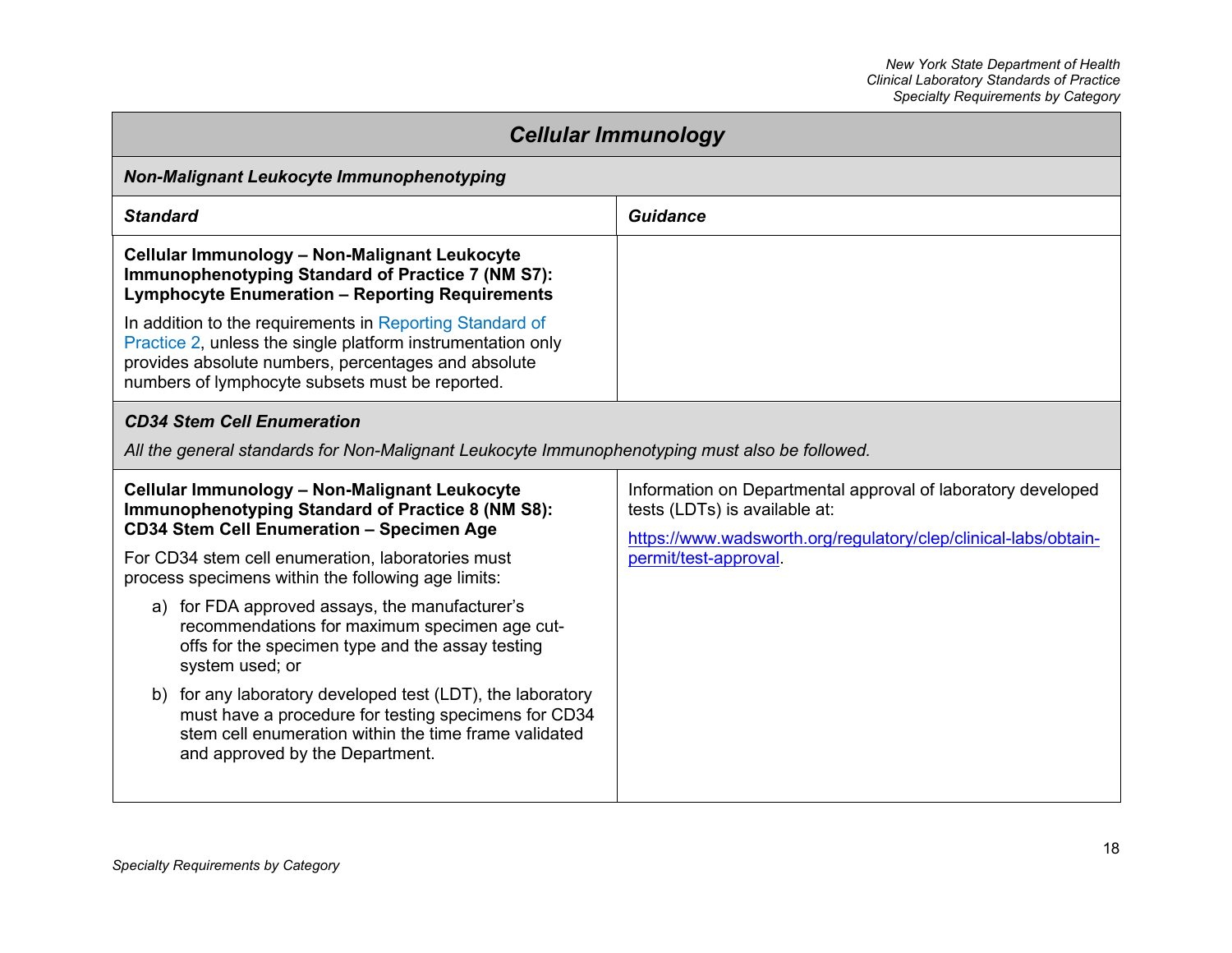## Cellular Immunology

### *Non-Malignant Leukocyte Immunophenotyping*

| ***Standard*** | ***Guidance*** |
|---|---|
| **Cellular Immunology – Non-Malignant Leukocyte Immunophenotyping Standard of Practice 7 (NM S7): Lymphocyte Enumeration – Reporting Requirements**<br><br>In addition to the requirements in Reporting Standard of Practice 2, unless the single platform instrumentation only provides absolute numbers, percentages and absolute numbers of lymphocyte subsets must be reported. | |

### *CD34 Stem Cell Enumeration*

*All the general standards for Non-Malignant Leukocyte Immunophenotyping must also be followed.*

| ***Standard*** | ***Guidance*** |
|---|---|
| **Cellular Immunology – Non-Malignant Leukocyte Immunophenotyping Standard of Practice 8 (NM S8): CD34 Stem Cell Enumeration – Specimen Age**<br><br>For CD34 stem cell enumeration, laboratories must process specimens within the following age limits:<br><br>a) for FDA approved assays, the manufacturer's recommendations for maximum specimen age cut-offs for the specimen type and the assay testing system used; or<br><br>b) for any laboratory developed test (LDT), the laboratory must have a procedure for testing specimens for CD34 stem cell enumeration within the time frame validated and approved by the Department. | Information on Departmental approval of laboratory developed tests (LDTs) is available at:<br><br>https://www.wadsworth.org/regulatory/clep/clinical-labs/obtain-permit/test-approval. |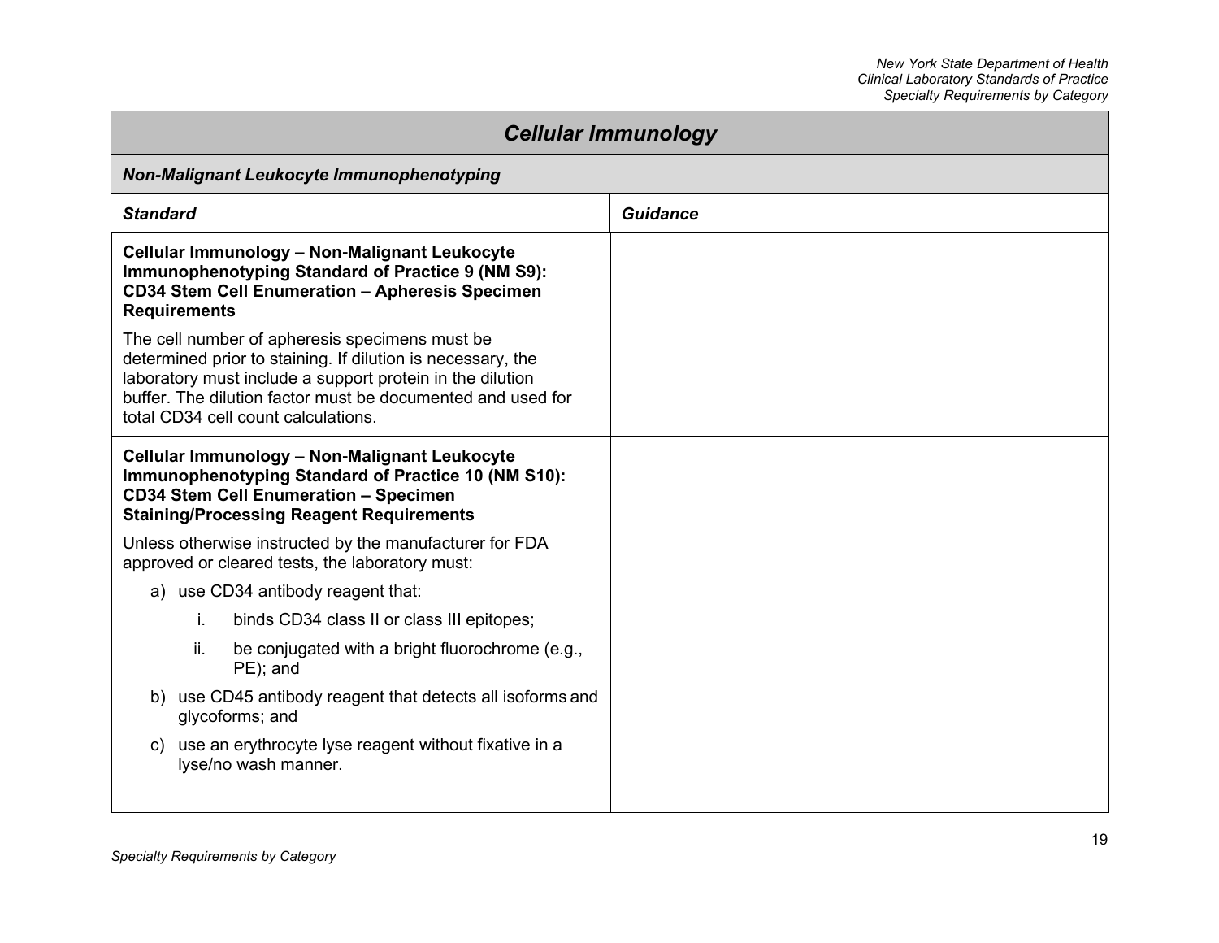## Cellular Immunology

### Non-Malignant Leukocyte Immunophenotyping

| Standard | Guidance |
|---|---|
| **Cellular Immunology – Non-Malignant Leukocyte Immunophenotyping Standard of Practice 9 (NM S9): CD34 Stem Cell Enumeration – Apheresis Specimen Requirements**<br><br>The cell number of apheresis specimens must be determined prior to staining. If dilution is necessary, the laboratory must include a support protein in the dilution buffer. The dilution factor must be documented and used for total CD34 cell count calculations. | |
| **Cellular Immunology – Non-Malignant Leukocyte Immunophenotyping Standard of Practice 10 (NM S10): CD34 Stem Cell Enumeration – Specimen Staining/Processing Reagent Requirements**<br><br>Unless otherwise instructed by the manufacturer for FDA approved or cleared tests, the laboratory must:<br><br>a) use CD34 antibody reagent that:<br>&nbsp;&nbsp;&nbsp;&nbsp;i. binds CD34 class II or class III epitopes;<br>&nbsp;&nbsp;&nbsp;&nbsp;ii. be conjugated with a bright fluorochrome (e.g., PE); and<br><br>b) use CD45 antibody reagent that detects all isoforms and glycoforms; and<br><br>c) use an erythrocyte lyse reagent without fixative in a lyse/no wash manner. | |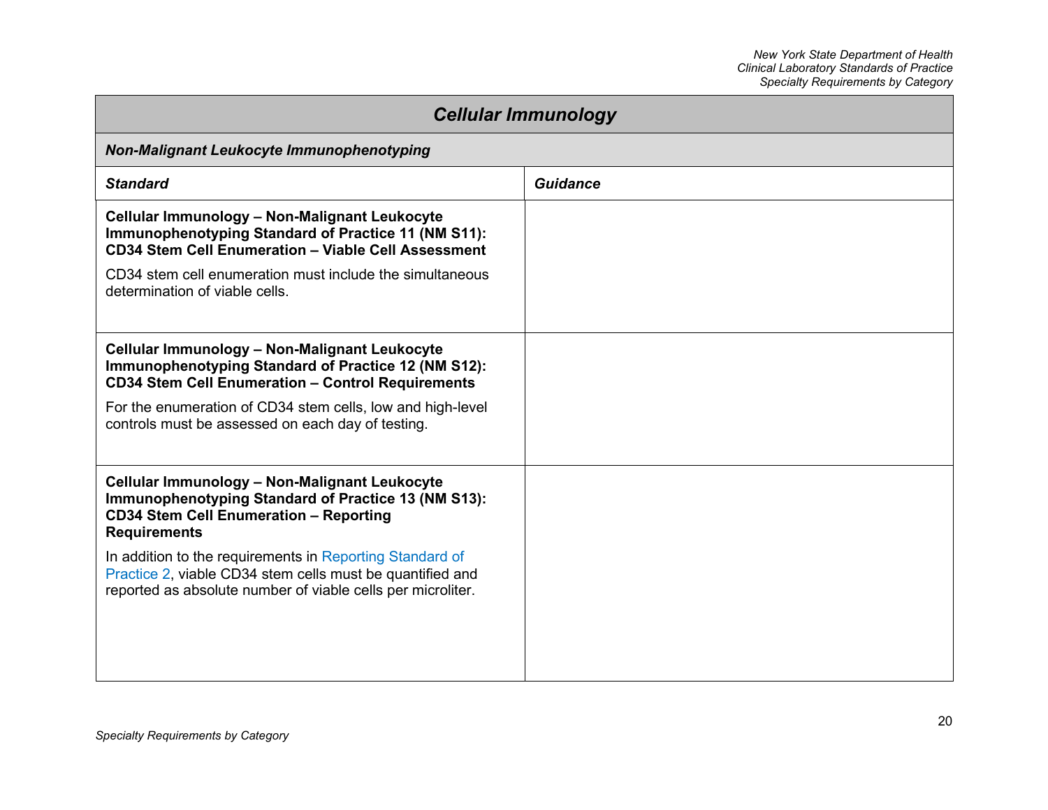## Cellular Immunology

### Non-Malignant Leukocyte Immunophenotyping

| Standard | Guidance |
|---|---|
| **Cellular Immunology – Non-Malignant Leukocyte Immunophenotyping Standard of Practice 11 (NM S11): CD34 Stem Cell Enumeration – Viable Cell Assessment**<br><br>CD34 stem cell enumeration must include the simultaneous determination of viable cells. | |
| **Cellular Immunology – Non-Malignant Leukocyte Immunophenotyping Standard of Practice 12 (NM S12): CD34 Stem Cell Enumeration – Control Requirements**<br><br>For the enumeration of CD34 stem cells, low and high-level controls must be assessed on each day of testing. | |
| **Cellular Immunology – Non-Malignant Leukocyte Immunophenotyping Standard of Practice 13 (NM S13): CD34 Stem Cell Enumeration – Reporting Requirements**<br><br>In addition to the requirements in Reporting Standard of Practice 2, viable CD34 stem cells must be quantified and reported as absolute number of viable cells per microliter. | |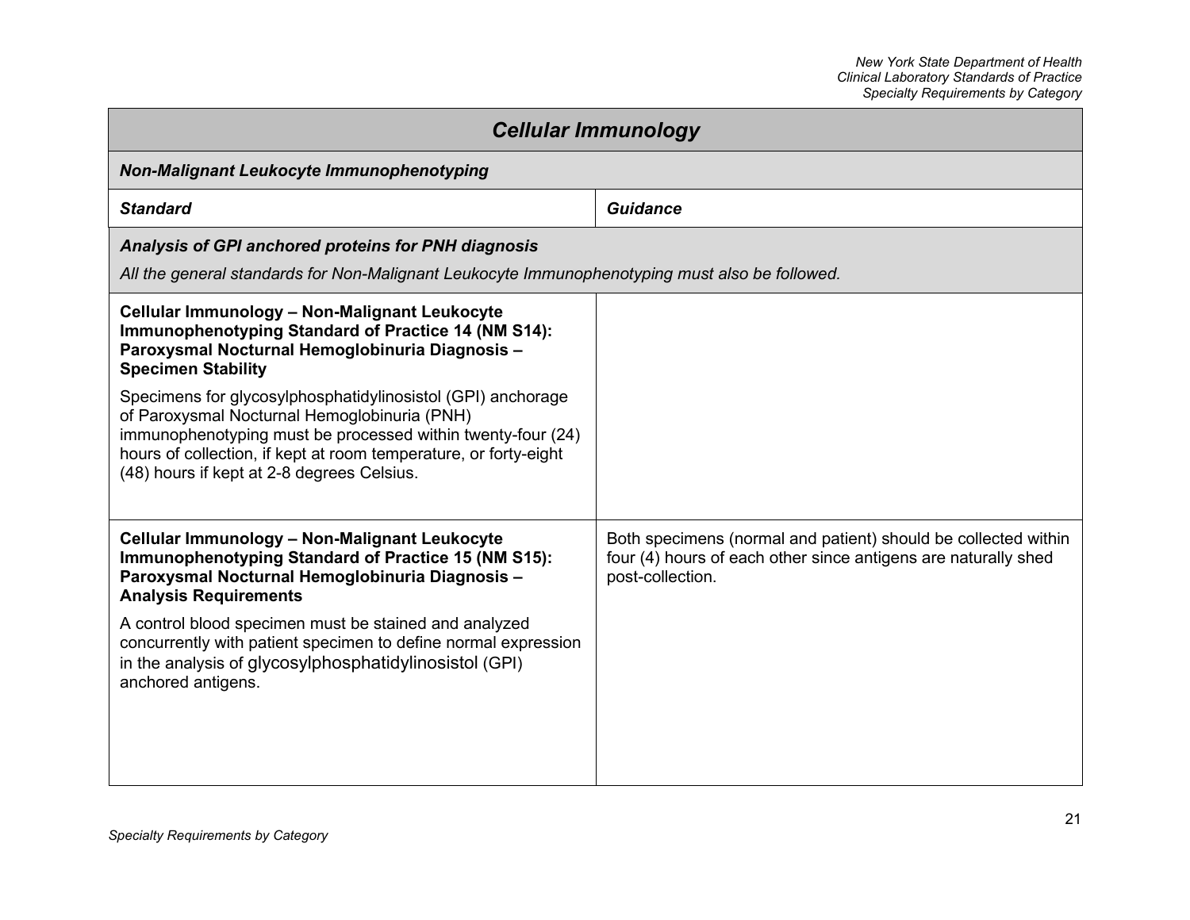# Cellular Immunology

## Non-Malignant Leukocyte Immunophenotyping

| Standard | Guidance |
|---|---|
| ***Analysis of GPI anchored proteins for PNH diagnosis***<br>*All the general standards for Non-Malignant Leukocyte Immunophenotyping must also be followed.* | |
| **Cellular Immunology – Non-Malignant Leukocyte Immunophenotyping Standard of Practice 14 (NM S14): Paroxysmal Nocturnal Hemoglobinuria Diagnosis – Specimen Stability**<br><br>Specimens for glycosylphosphatidylinosistol (GPI) anchorage of Paroxysmal Nocturnal Hemoglobinuria (PNH) immunophenotyping must be processed within twenty-four (24) hours of collection, if kept at room temperature, or forty-eight (48) hours if kept at 2-8 degrees Celsius. | |
| **Cellular Immunology – Non-Malignant Leukocyte Immunophenotyping Standard of Practice 15 (NM S15): Paroxysmal Nocturnal Hemoglobinuria Diagnosis – Analysis Requirements**<br><br>A control blood specimen must be stained and analyzed concurrently with patient specimen to define normal expression in the analysis of glycosylphosphatidylinosistol (GPI) anchored antigens. | Both specimens (normal and patient) should be collected within four (4) hours of each other since antigens are naturally shed post-collection. |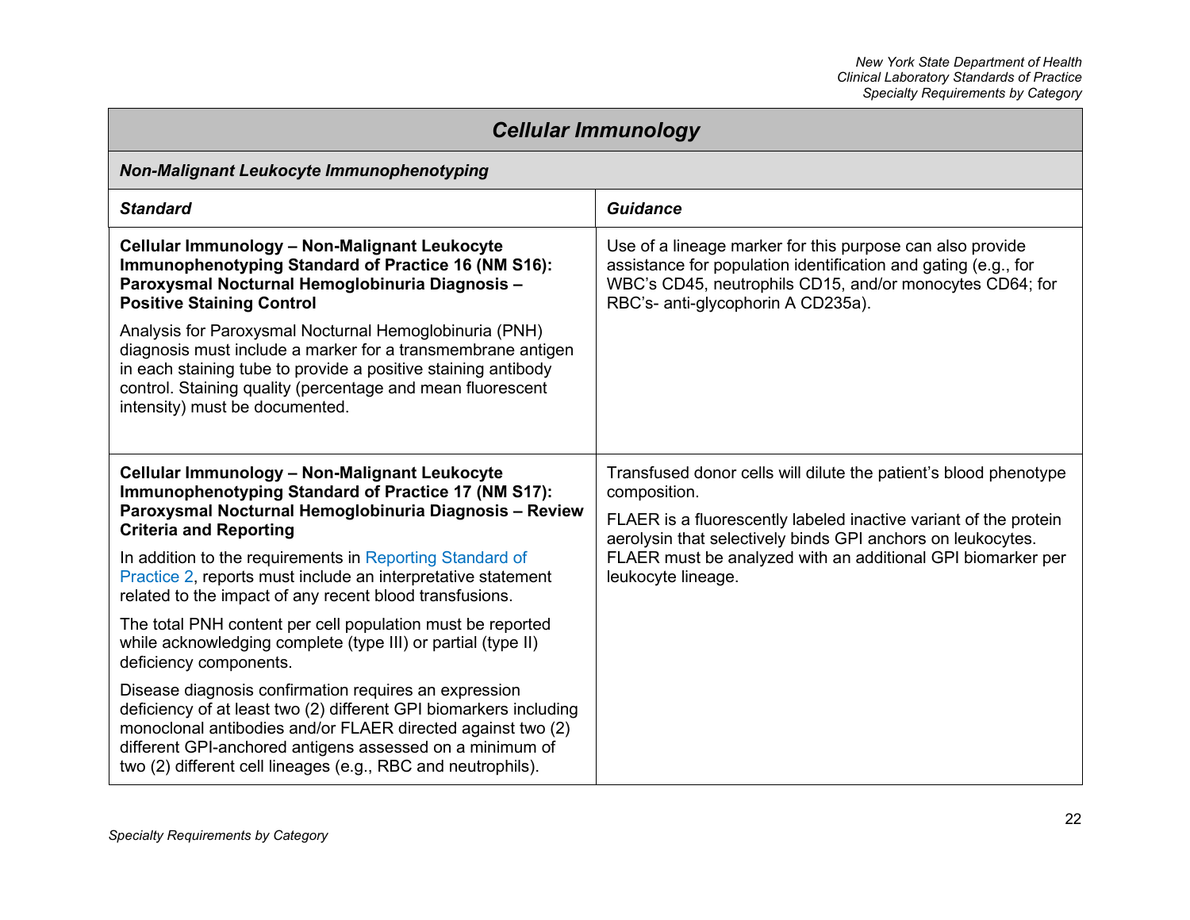## Cellular Immunology

### Non-Malignant Leukocyte Immunophenotyping

| Standard | Guidance |
|---|---|
| **Cellular Immunology – Non-Malignant Leukocyte Immunophenotyping Standard of Practice 16 (NM S16): Paroxysmal Nocturnal Hemoglobinuria Diagnosis – Positive Staining Control**<br><br>Analysis for Paroxysmal Nocturnal Hemoglobinuria (PNH) diagnosis must include a marker for a transmembrane antigen in each staining tube to provide a positive staining antibody control. Staining quality (percentage and mean fluorescent intensity) must be documented. | Use of a lineage marker for this purpose can also provide assistance for population identification and gating (e.g., for WBC's CD45, neutrophils CD15, and/or monocytes CD64; for RBC's- anti-glycophorin A CD235a). |
| **Cellular Immunology – Non-Malignant Leukocyte Immunophenotyping Standard of Practice 17 (NM S17): Paroxysmal Nocturnal Hemoglobinuria Diagnosis – Review Criteria and Reporting**<br><br>In addition to the requirements in Reporting Standard of Practice 2, reports must include an interpretative statement related to the impact of any recent blood transfusions.<br><br>The total PNH content per cell population must be reported while acknowledging complete (type III) or partial (type II) deficiency components.<br><br>Disease diagnosis confirmation requires an expression deficiency of at least two (2) different GPI biomarkers including monoclonal antibodies and/or FLAER directed against two (2) different GPI-anchored antigens assessed on a minimum of two (2) different cell lineages (e.g., RBC and neutrophils). | Transfused donor cells will dilute the patient's blood phenotype composition.<br><br>FLAER is a fluorescently labeled inactive variant of the protein aerolysin that selectively binds GPI anchors on leukocytes. FLAER must be analyzed with an additional GPI biomarker per leukocyte lineage. |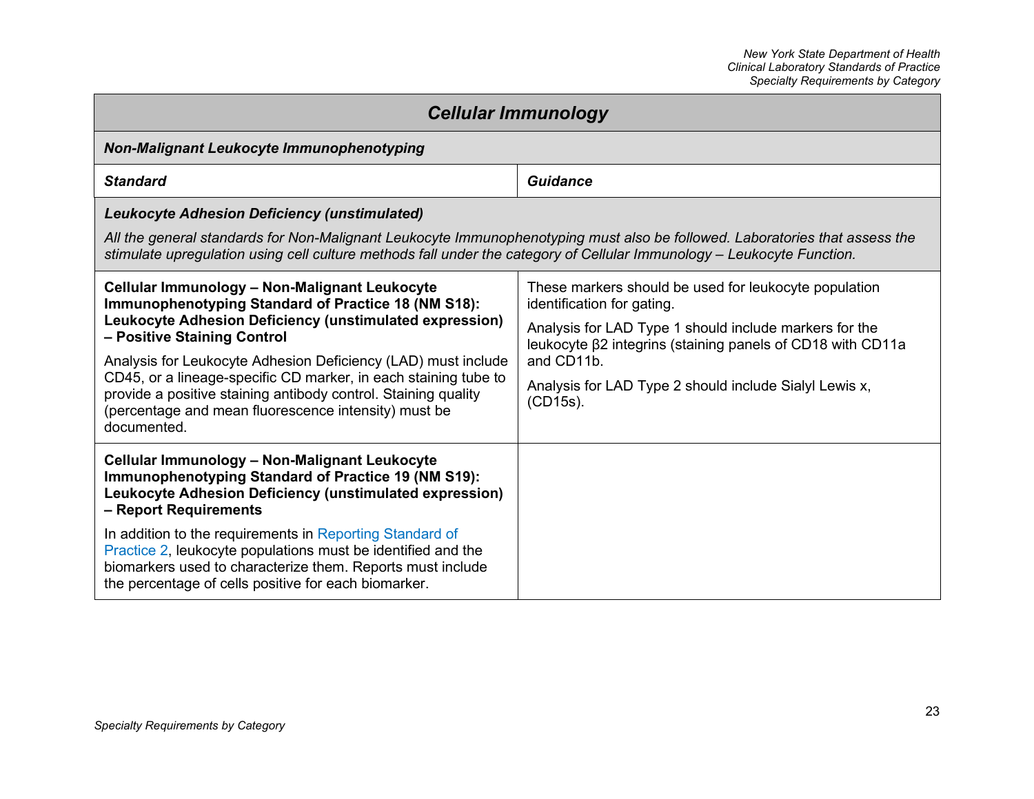## Cellular Immunology

### Non-Malignant Leukocyte Immunophenotyping

| Standard | Guidance |
|---|---|
| ***Leukocyte Adhesion Deficiency (unstimulated)***<br>*All the general standards for Non-Malignant Leukocyte Immunophenotyping must also be followed. Laboratories that assess the stimulate upregulation using cell culture methods fall under the category of Cellular Immunology – Leukocyte Function.* | |
| **Cellular Immunology – Non-Malignant Leukocyte Immunophenotyping Standard of Practice 18 (NM S18): Leukocyte Adhesion Deficiency (unstimulated expression) – Positive Staining Control**<br><br>Analysis for Leukocyte Adhesion Deficiency (LAD) must include CD45, or a lineage-specific CD marker, in each staining tube to provide a positive staining antibody control. Staining quality (percentage and mean fluorescence intensity) must be documented. | These markers should be used for leukocyte population identification for gating.<br><br>Analysis for LAD Type 1 should include markers for the leukocyte β2 integrins (staining panels of CD18 with CD11a and CD11b.<br><br>Analysis for LAD Type 2 should include Sialyl Lewis x, (CD15s). |
| **Cellular Immunology – Non-Malignant Leukocyte Immunophenotyping Standard of Practice 19 (NM S19): Leukocyte Adhesion Deficiency (unstimulated expression) – Report Requirements**<br><br>In addition to the requirements in Reporting Standard of Practice 2, leukocyte populations must be identified and the biomarkers used to characterize them. Reports must include the percentage of cells positive for each biomarker. | |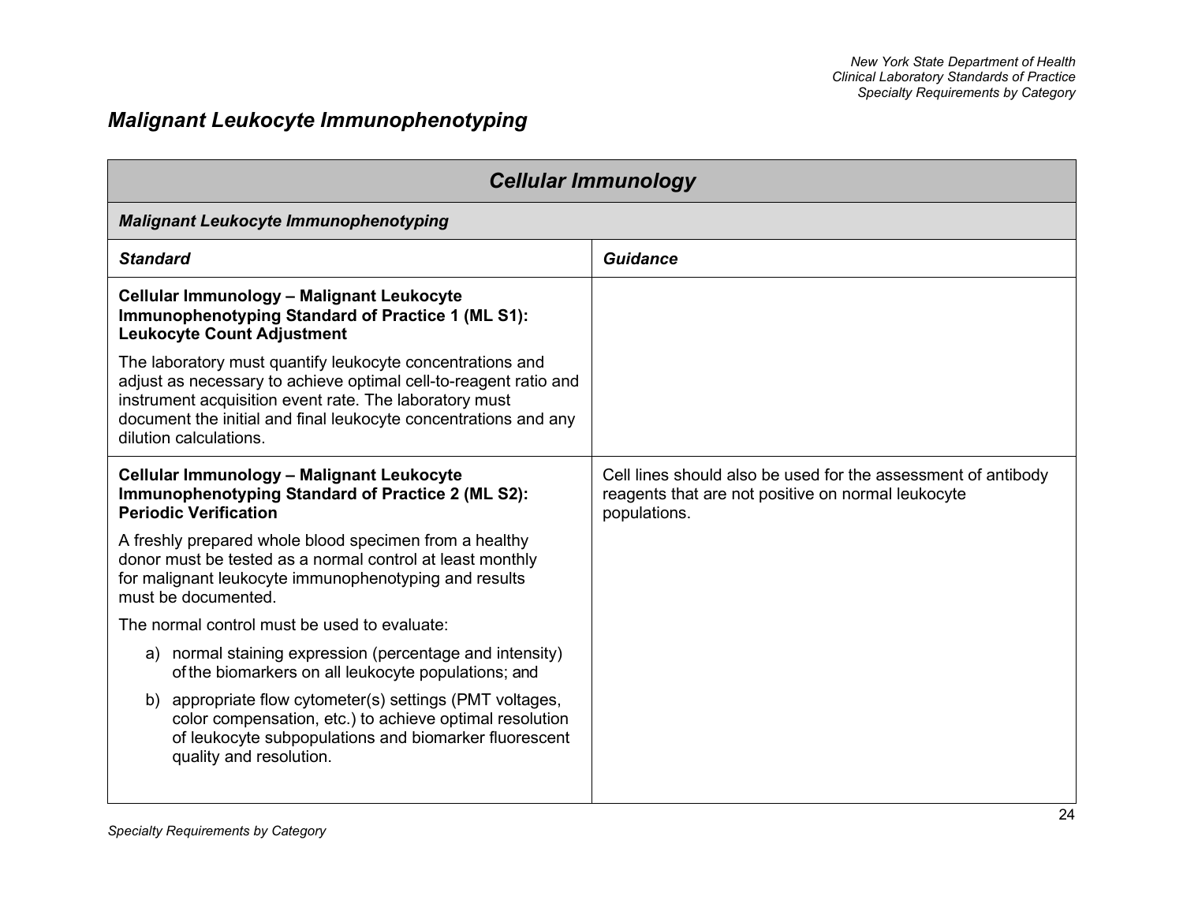## Malignant Leukocyte Immunophenotyping

| Cellular Immunology | |
|---|---|
| ***Malignant Leukocyte Immunophenotyping*** | |
| ***Standard*** | ***Guidance*** |
| **Cellular Immunology – Malignant Leukocyte Immunophenotyping Standard of Practice 1 (ML S1): Leukocyte Count Adjustment**<br><br>The laboratory must quantify leukocyte concentrations and adjust as necessary to achieve optimal cell-to-reagent ratio and instrument acquisition event rate. The laboratory must document the initial and final leukocyte concentrations and any dilution calculations. | |
| **Cellular Immunology – Malignant Leukocyte Immunophenotyping Standard of Practice 2 (ML S2): Periodic Verification**<br><br>A freshly prepared whole blood specimen from a healthy donor must be tested as a normal control at least monthly for malignant leukocyte immunophenotyping and results must be documented.<br><br>The normal control must be used to evaluate:<br><br>a) normal staining expression (percentage and intensity) of the biomarkers on all leukocyte populations; and<br><br>b) appropriate flow cytometer(s) settings (PMT voltages, color compensation, etc.) to achieve optimal resolution of leukocyte subpopulations and biomarker fluorescent quality and resolution. | Cell lines should also be used for the assessment of antibody reagents that are not positive on normal leukocyte populations. |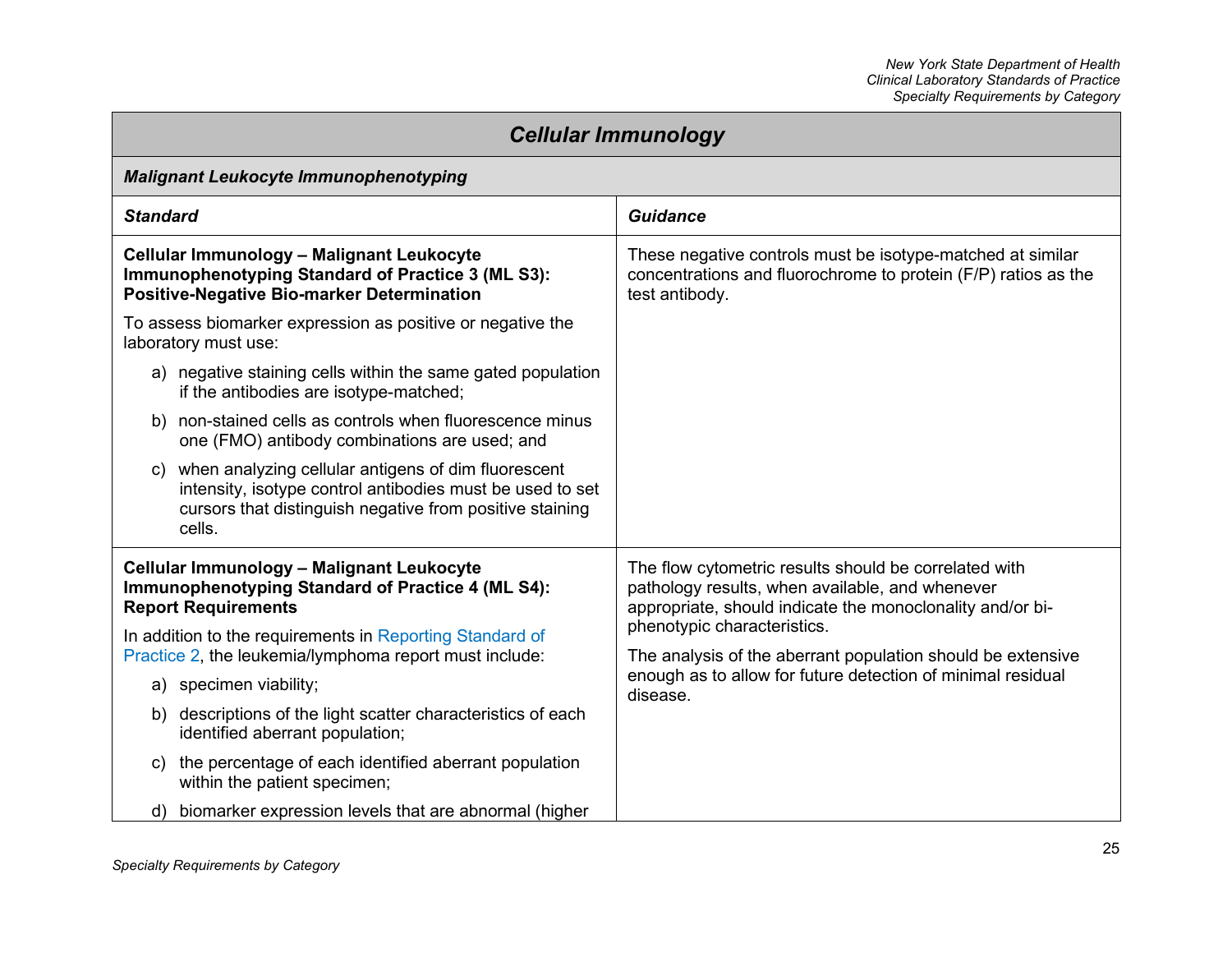## Cellular Immunology

### Malignant Leukocyte Immunophenotyping

| Standard | Guidance |
|---|---|
| **Cellular Immunology – Malignant Leukocyte Immunophenotyping Standard of Practice 3 (ML S3): Positive-Negative Bio-marker Determination**<br><br>To assess biomarker expression as positive or negative the laboratory must use:<br><br>a) negative staining cells within the same gated population if the antibodies are isotype-matched;<br><br>b) non-stained cells as controls when fluorescence minus one (FMO) antibody combinations are used; and<br><br>c) when analyzing cellular antigens of dim fluorescent intensity, isotype control antibodies must be used to set cursors that distinguish negative from positive staining cells. | These negative controls must be isotype-matched at similar concentrations and fluorochrome to protein (F/P) ratios as the test antibody. |
| **Cellular Immunology – Malignant Leukocyte Immunophenotyping Standard of Practice 4 (ML S4): Report Requirements**<br><br>In addition to the requirements in Reporting Standard of Practice 2, the leukemia/lymphoma report must include:<br><br>a) specimen viability;<br><br>b) descriptions of the light scatter characteristics of each identified aberrant population;<br><br>c) the percentage of each identified aberrant population within the patient specimen;<br><br>d) biomarker expression levels that are abnormal (higher | The flow cytometric results should be correlated with pathology results, when available, and whenever appropriate, should indicate the monoclonality and/or bi-phenotypic characteristics.<br><br>The analysis of the aberrant population should be extensive enough as to allow for future detection of minimal residual disease. |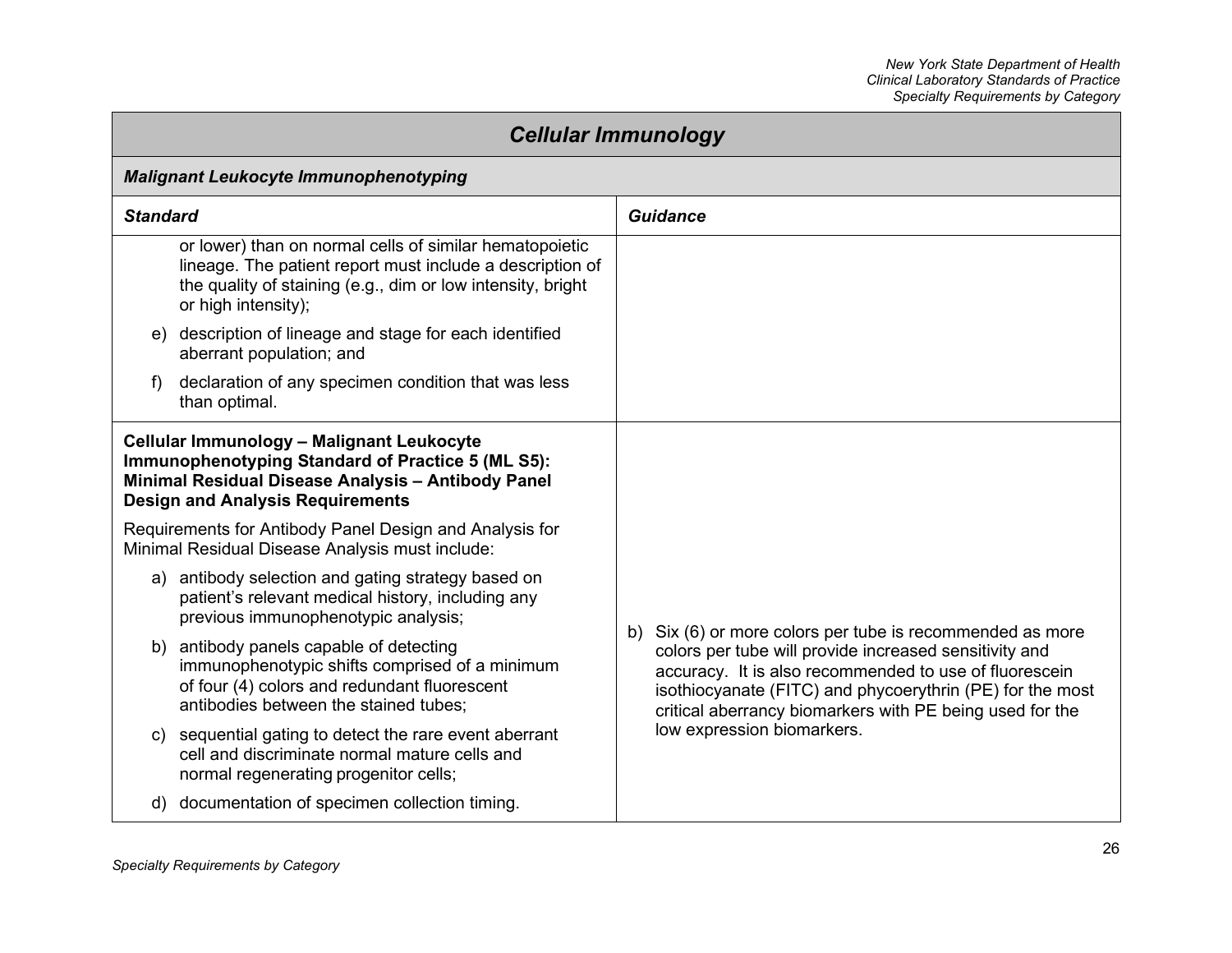## Cellular Immunology

### Malignant Leukocyte Immunophenotyping

| Standard | Guidance |
|---|---|
| or lower) than on normal cells of similar hematopoietic lineage. The patient report must include a description of the quality of staining (e.g., dim or low intensity, bright or high intensity);<br><br>e) description of lineage and stage for each identified aberrant population; and<br><br>f) declaration of any specimen condition that was less than optimal. | |
| **Cellular Immunology – Malignant Leukocyte Immunophenotyping Standard of Practice 5 (ML S5): Minimal Residual Disease Analysis – Antibody Panel Design and Analysis Requirements**<br><br>Requirements for Antibody Panel Design and Analysis for Minimal Residual Disease Analysis must include:<br><br>a) antibody selection and gating strategy based on patient's relevant medical history, including any previous immunophenotypic analysis;<br><br>b) antibody panels capable of detecting immunophenotypic shifts comprised of a minimum of four (4) colors and redundant fluorescent antibodies between the stained tubes;<br><br>c) sequential gating to detect the rare event aberrant cell and discriminate normal mature cells and normal regenerating progenitor cells;<br><br>d) documentation of specimen collection timing. | b) Six (6) or more colors per tube is recommended as more colors per tube will provide increased sensitivity and accuracy. It is also recommended to use of fluorescein isothiocyanate (FITC) and phycoerythrin (PE) for the most critical aberrancy biomarkers with PE being used for the low expression biomarkers. |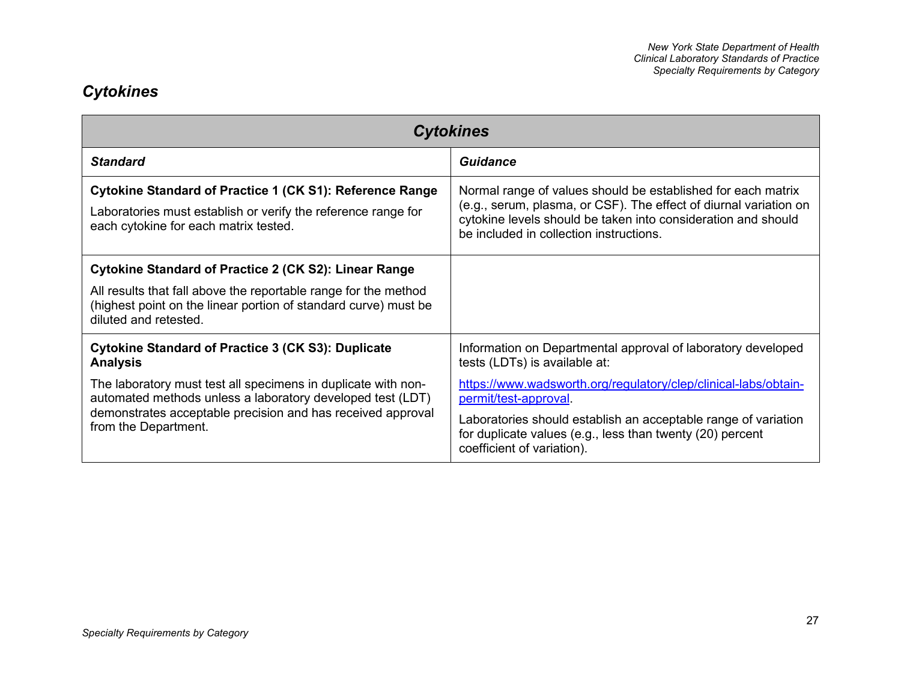## *Cytokines*

| ***Cytokines*** | |
|---|---|
| ***Standard*** | ***Guidance*** |
| **Cytokine Standard of Practice 1 (CK S1): Reference Range**<br><br>Laboratories must establish or verify the reference range for each cytokine for each matrix tested. | Normal range of values should be established for each matrix (e.g., serum, plasma, or CSF). The effect of diurnal variation on cytokine levels should be taken into consideration and should be included in collection instructions. |
| **Cytokine Standard of Practice 2 (CK S2): Linear Range**<br><br>All results that fall above the reportable range for the method (highest point on the linear portion of standard curve) must be diluted and retested. | |
| **Cytokine Standard of Practice 3 (CK S3): Duplicate Analysis**<br><br>The laboratory must test all specimens in duplicate with non-automated methods unless a laboratory developed test (LDT) demonstrates acceptable precision and has received approval from the Department. | Information on Departmental approval of laboratory developed tests (LDTs) is available at:<br><br>https://www.wadsworth.org/regulatory/clep/clinical-labs/obtain-permit/test-approval.<br><br>Laboratories should establish an acceptable range of variation for duplicate values (e.g., less than twenty (20) percent coefficient of variation). |